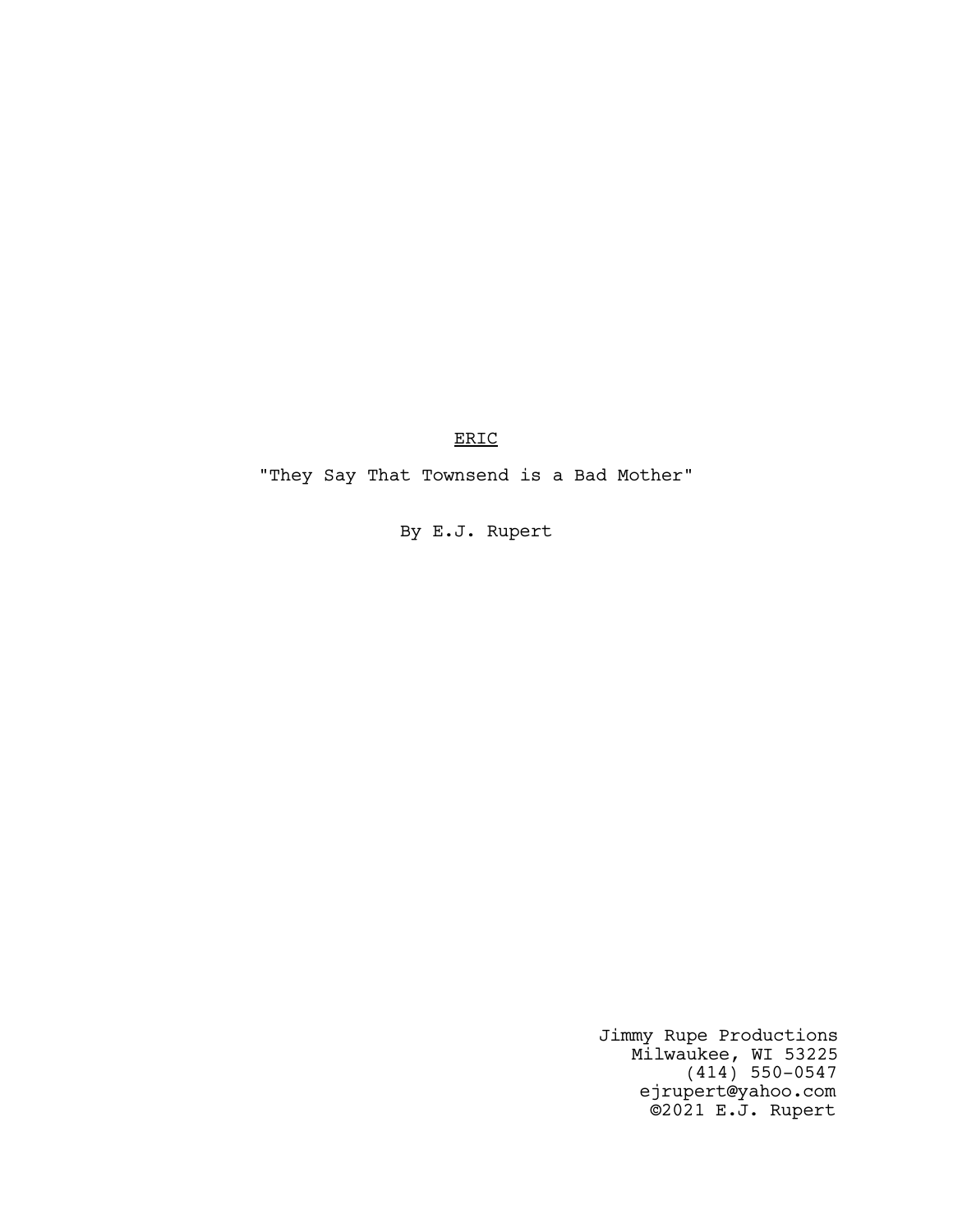<u>ERIC</u>

"They Say That Townsend is a Bad Mother"

By E.J. Rupert

Jimmy Rupe Productions
Milwaukee, WI 53225
(414) 550-0547
ejrupert@yahoo.com
©2021 E.J. Rupert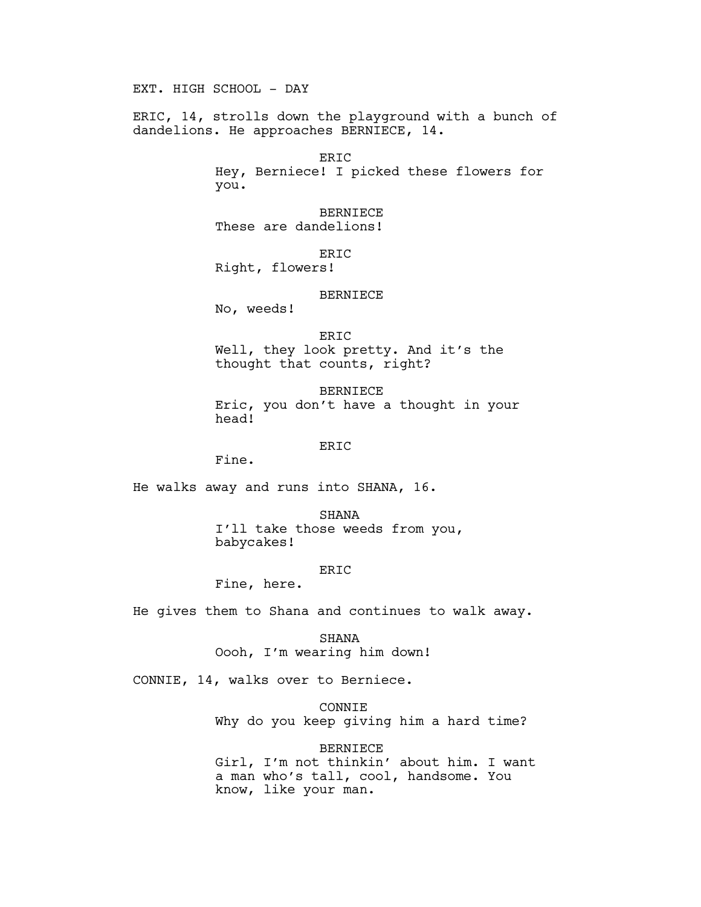EXT. HIGH SCHOOL - DAY

ERIC, 14, strolls down the playground with a bunch of dandelions. He approaches BERNIECE, 14.

ERIC
Hey, Berniece! I picked these flowers for you.

BERNIECE
These are dandelions!

ERIC
Right, flowers!

BERNIECE
No, weeds!

ERIC
Well, they look pretty. And it's the thought that counts, right?

BERNIECE
Eric, you don't have a thought in your head!

ERIC
Fine.

He walks away and runs into SHANA, 16.

SHANA
I'll take those weeds from you, babycakes!

ERIC
Fine, here.

He gives them to Shana and continues to walk away.

SHANA
Oooh, I'm wearing him down!

CONNIE, 14, walks over to Berniece.

CONNIE
Why do you keep giving him a hard time?

BERNIECE
Girl, I'm not thinkin' about him. I want a man who's tall, cool, handsome. You know, like your man.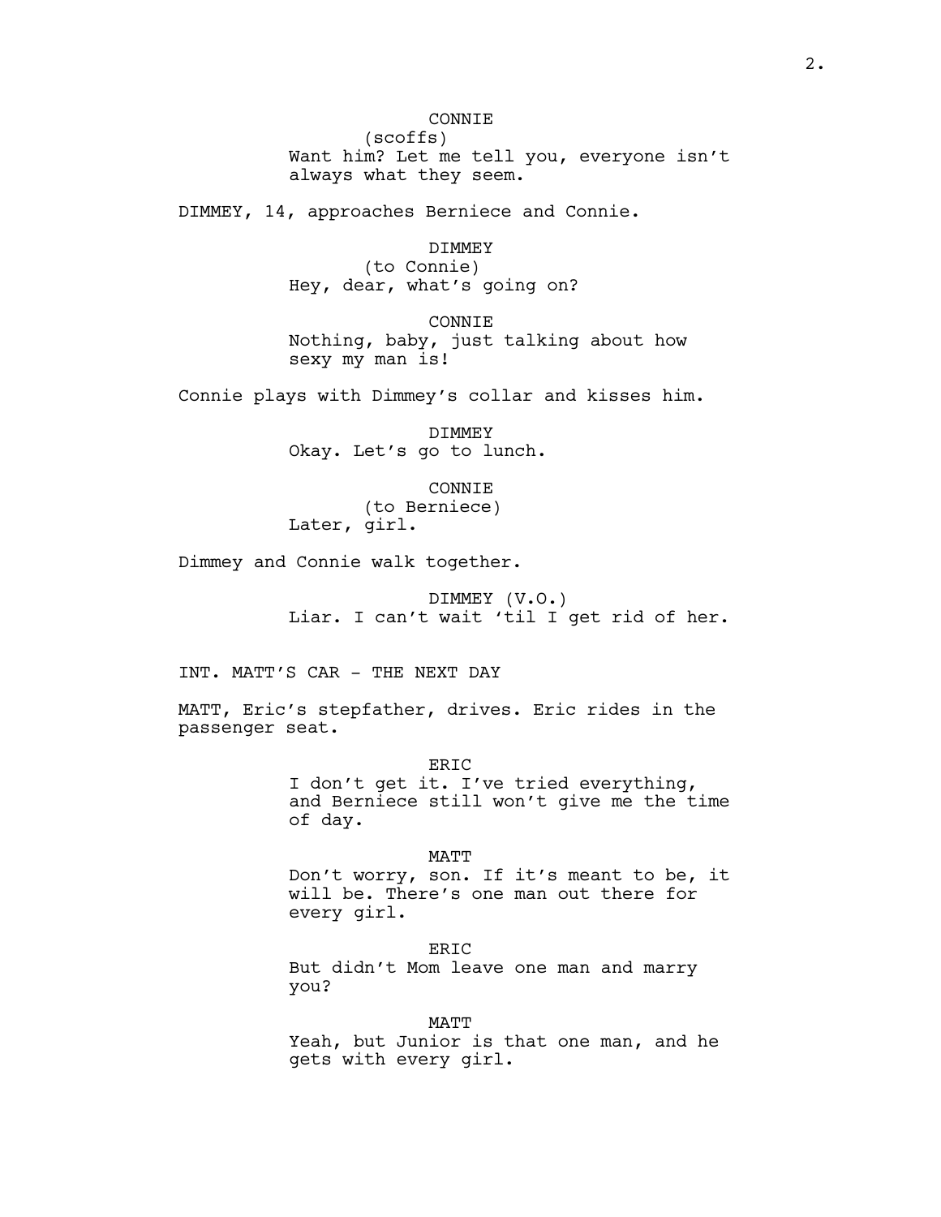CONNIE
(scoffs)
Want him? Let me tell you, everyone isn't always what they seem.

DIMMEY, 14, approaches Berniece and Connie.

DIMMEY
(to Connie)
Hey, dear, what's going on?

CONNIE
Nothing, baby, just talking about how sexy my man is!

Connie plays with Dimmey's collar and kisses him.

DIMMEY
Okay. Let's go to lunch.

CONNIE
(to Berniece)
Later, girl.

Dimmey and Connie walk together.

DIMMEY (V.O.)
Liar. I can't wait 'til I get rid of her.

INT. MATT'S CAR - THE NEXT DAY

MATT, Eric's stepfather, drives. Eric rides in the passenger seat.

ERIC
I don't get it. I've tried everything, and Berniece still won't give me the time of day.

MATT
Don't worry, son. If it's meant to be, it will be. There's one man out there for every girl.

ERIC
But didn't Mom leave one man and marry you?

MATT
Yeah, but Junior is that one man, and he gets with every girl.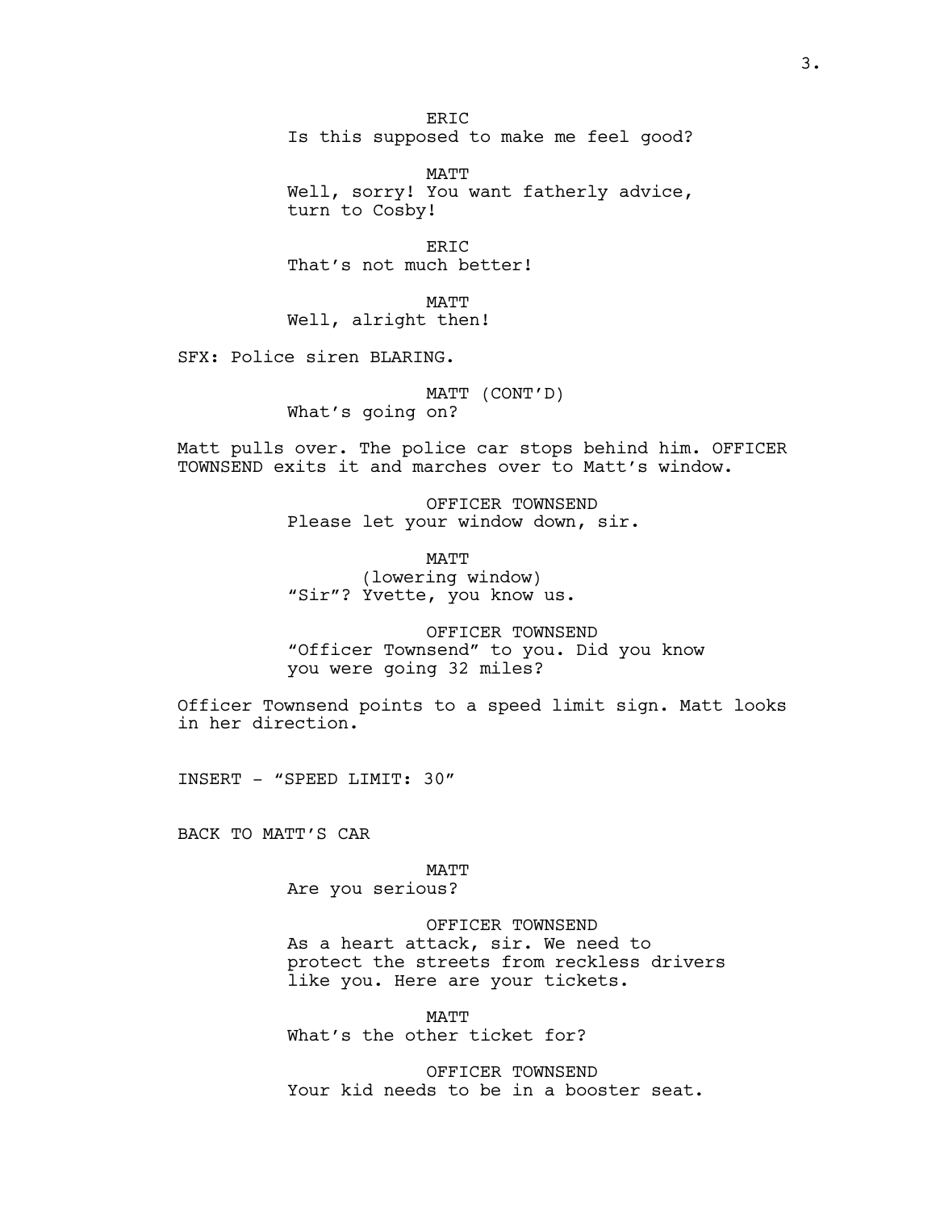ERIC
Is this supposed to make me feel good?

MATT
Well, sorry! You want fatherly advice, turn to Cosby!

ERIC
That's not much better!

MATT
Well, alright then!

SFX: Police siren BLARING.

MATT (CONT'D)
What's going on?

Matt pulls over. The police car stops behind him. OFFICER TOWNSEND exits it and marches over to Matt's window.

OFFICER TOWNSEND
Please let your window down, sir.

MATT
(lowering window)
"Sir"? Yvette, you know us.

OFFICER TOWNSEND
"Officer Townsend" to you. Did you know you were going 32 miles?

Officer Townsend points to a speed limit sign. Matt looks in her direction.

INSERT - "SPEED LIMIT: 30"

BACK TO MATT'S CAR

MATT
Are you serious?

OFFICER TOWNSEND
As a heart attack, sir. We need to protect the streets from reckless drivers like you. Here are your tickets.

MATT
What's the other ticket for?

OFFICER TOWNSEND
Your kid needs to be in a booster seat.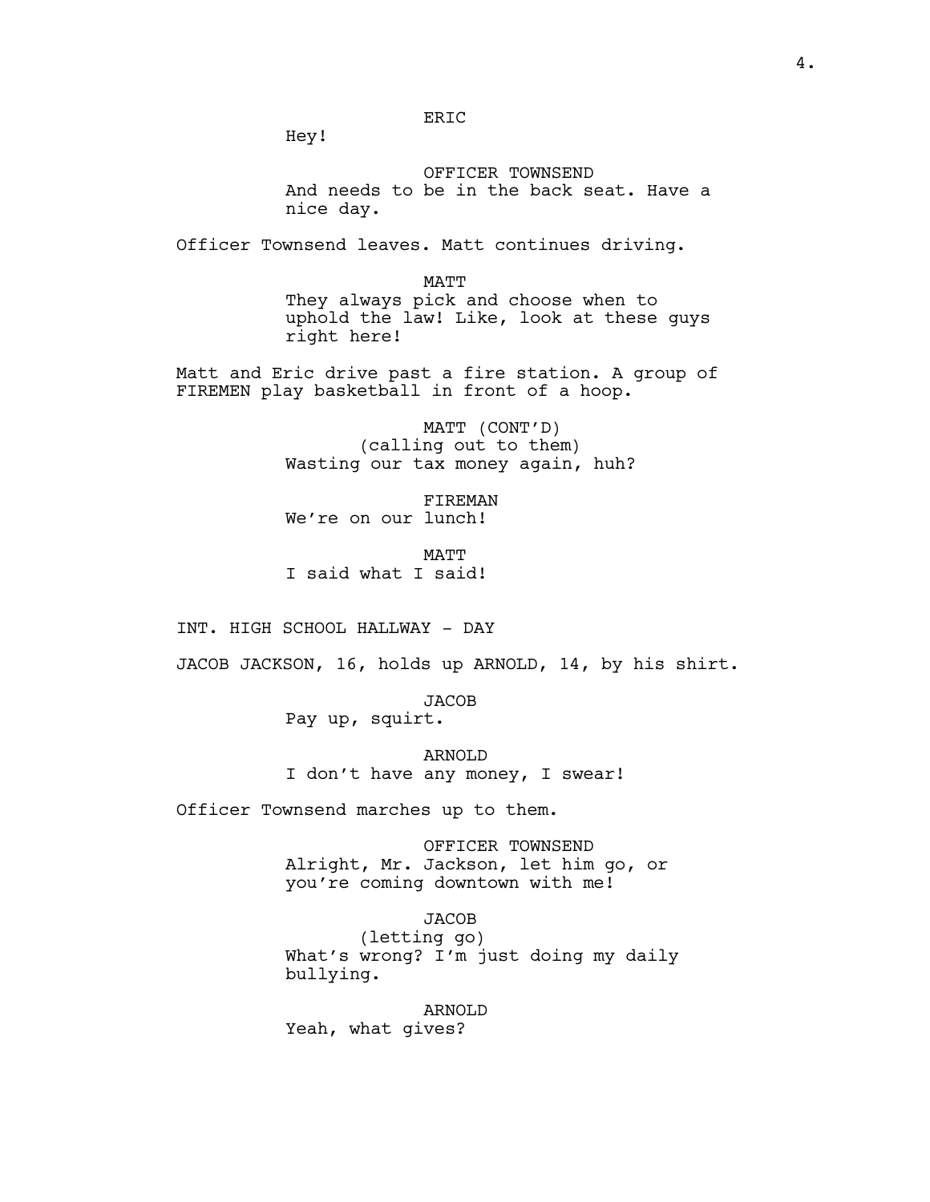ERIC

Hey!

OFFICER TOWNSEND

And needs to be in the back seat. Have a nice day.

Officer Townsend leaves. Matt continues driving.

MATT

They always pick and choose when to uphold the law! Like, look at these guys right here!

Matt and Eric drive past a fire station. A group of FIREMEN play basketball in front of a hoop.

MATT (CONT'D)

(calling out to them)

Wasting our tax money again, huh?

FIREMAN

We're on our lunch!

MATT

I said what I said!

INT. HIGH SCHOOL HALLWAY - DAY

JACOB JACKSON, 16, holds up ARNOLD, 14, by his shirt.

JACOB

Pay up, squirt.

ARNOLD

I don't have any money, I swear!

Officer Townsend marches up to them.

OFFICER TOWNSEND

Alright, Mr. Jackson, let him go, or you're coming downtown with me!

JACOB

(letting go)

What's wrong? I'm just doing my daily bullying.

ARNOLD

Yeah, what gives?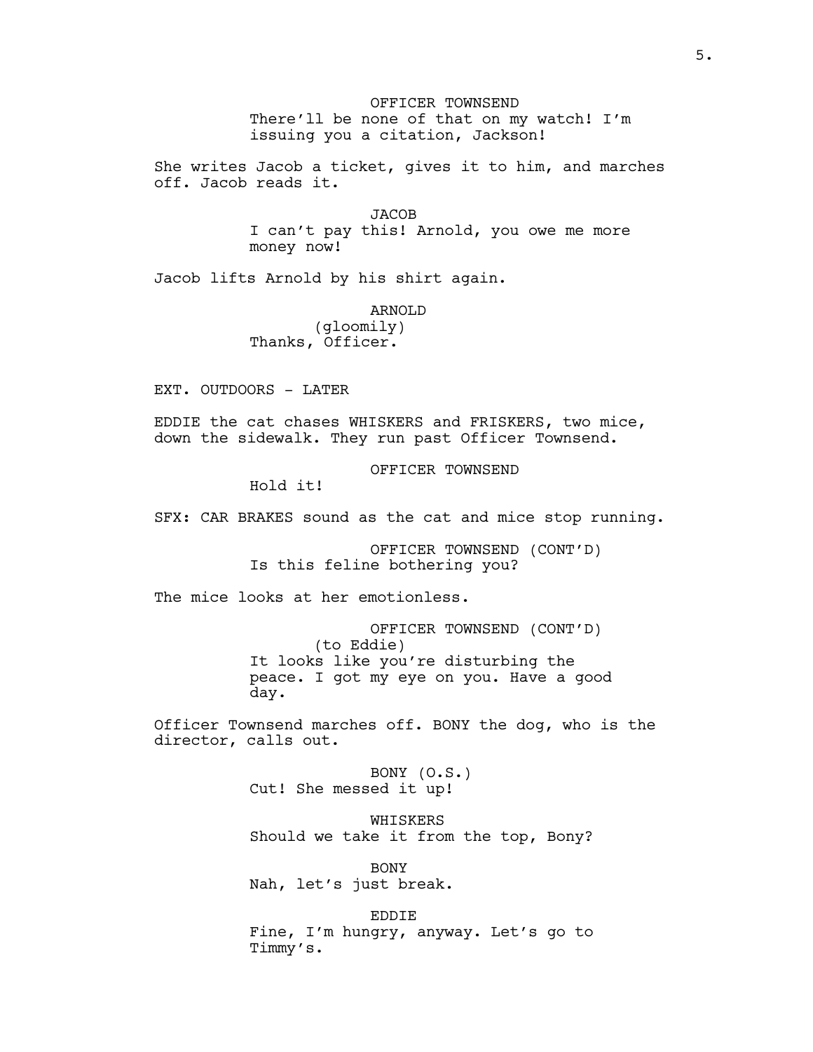OFFICER TOWNSEND
There'll be none of that on my watch! I'm issuing you a citation, Jackson!

She writes Jacob a ticket, gives it to him, and marches off. Jacob reads it.

JACOB
I can't pay this! Arnold, you owe me more money now!

Jacob lifts Arnold by his shirt again.

ARNOLD
(gloomily)
Thanks, Officer.

EXT. OUTDOORS - LATER

EDDIE the cat chases WHISKERS and FRISKERS, two mice, down the sidewalk. They run past Officer Townsend.

OFFICER TOWNSEND
Hold it!

SFX: CAR BRAKES sound as the cat and mice stop running.

OFFICER TOWNSEND (CONT'D)
Is this feline bothering you?

The mice looks at her emotionless.

OFFICER TOWNSEND (CONT'D)
(to Eddie)
It looks like you're disturbing the peace. I got my eye on you. Have a good day.

Officer Townsend marches off. BONY the dog, who is the director, calls out.

BONY (O.S.)
Cut! She messed it up!

WHISKERS
Should we take it from the top, Bony?

BONY
Nah, let's just break.

EDDIE
Fine, I'm hungry, anyway. Let's go to Timmy's.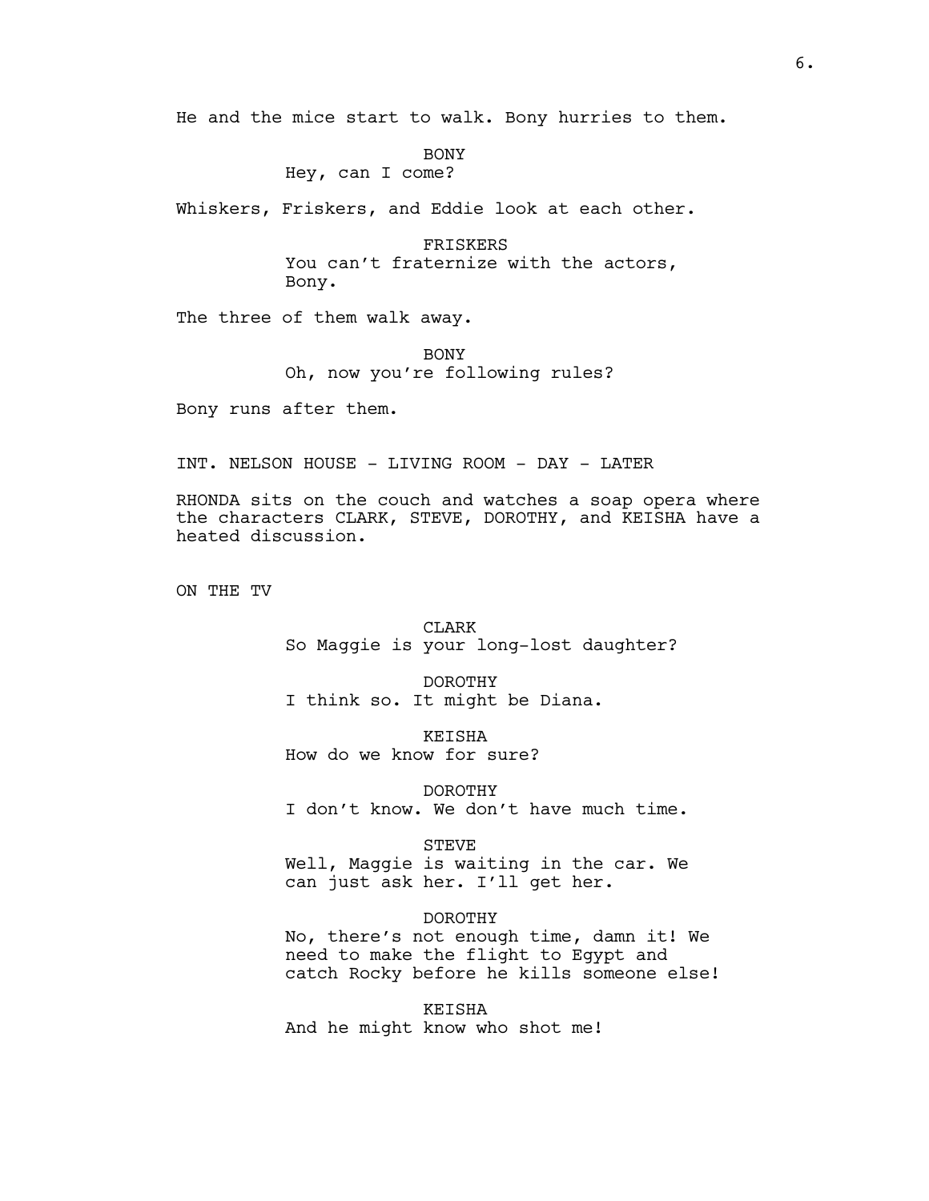He and the mice start to walk. Bony hurries to them.

BONY
Hey, can I come?

Whiskers, Friskers, and Eddie look at each other.

FRISKERS
You can't fraternize with the actors, Bony.

The three of them walk away.

BONY
Oh, now you're following rules?

Bony runs after them.

INT. NELSON HOUSE - LIVING ROOM - DAY - LATER

RHONDA sits on the couch and watches a soap opera where the characters CLARK, STEVE, DOROTHY, and KEISHA have a heated discussion.

ON THE TV

CLARK
So Maggie is your long-lost daughter?

DOROTHY
I think so. It might be Diana.

KEISHA
How do we know for sure?

DOROTHY
I don't know. We don't have much time.

STEVE
Well, Maggie is waiting in the car. We can just ask her. I'll get her.

DOROTHY
No, there's not enough time, damn it! We need to make the flight to Egypt and catch Rocky before he kills someone else!

KEISHA
And he might know who shot me!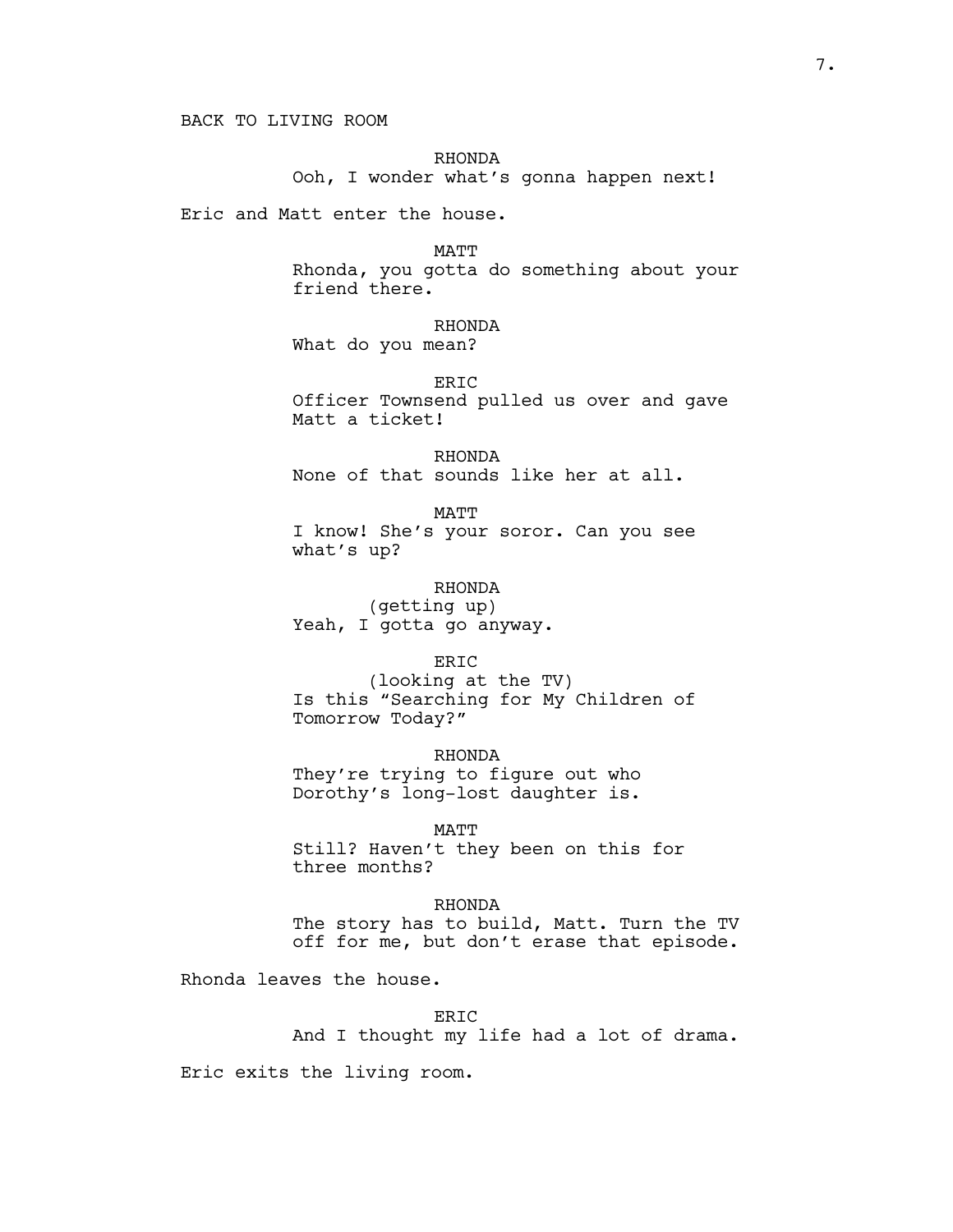BACK TO LIVING ROOM

RHONDA
Ooh, I wonder what's gonna happen next!

Eric and Matt enter the house.

MATT
Rhonda, you gotta do something about your friend there.

RHONDA
What do you mean?

ERIC
Officer Townsend pulled us over and gave Matt a ticket!

RHONDA
None of that sounds like her at all.

MATT
I know! She's your soror. Can you see what's up?

RHONDA
(getting up)
Yeah, I gotta go anyway.

ERIC
(looking at the TV)
Is this "Searching for My Children of Tomorrow Today?"

RHONDA
They're trying to figure out who Dorothy's long-lost daughter is.

MATT
Still? Haven't they been on this for three months?

RHONDA
The story has to build, Matt. Turn the TV off for me, but don't erase that episode.

Rhonda leaves the house.

ERIC
And I thought my life had a lot of drama.

Eric exits the living room.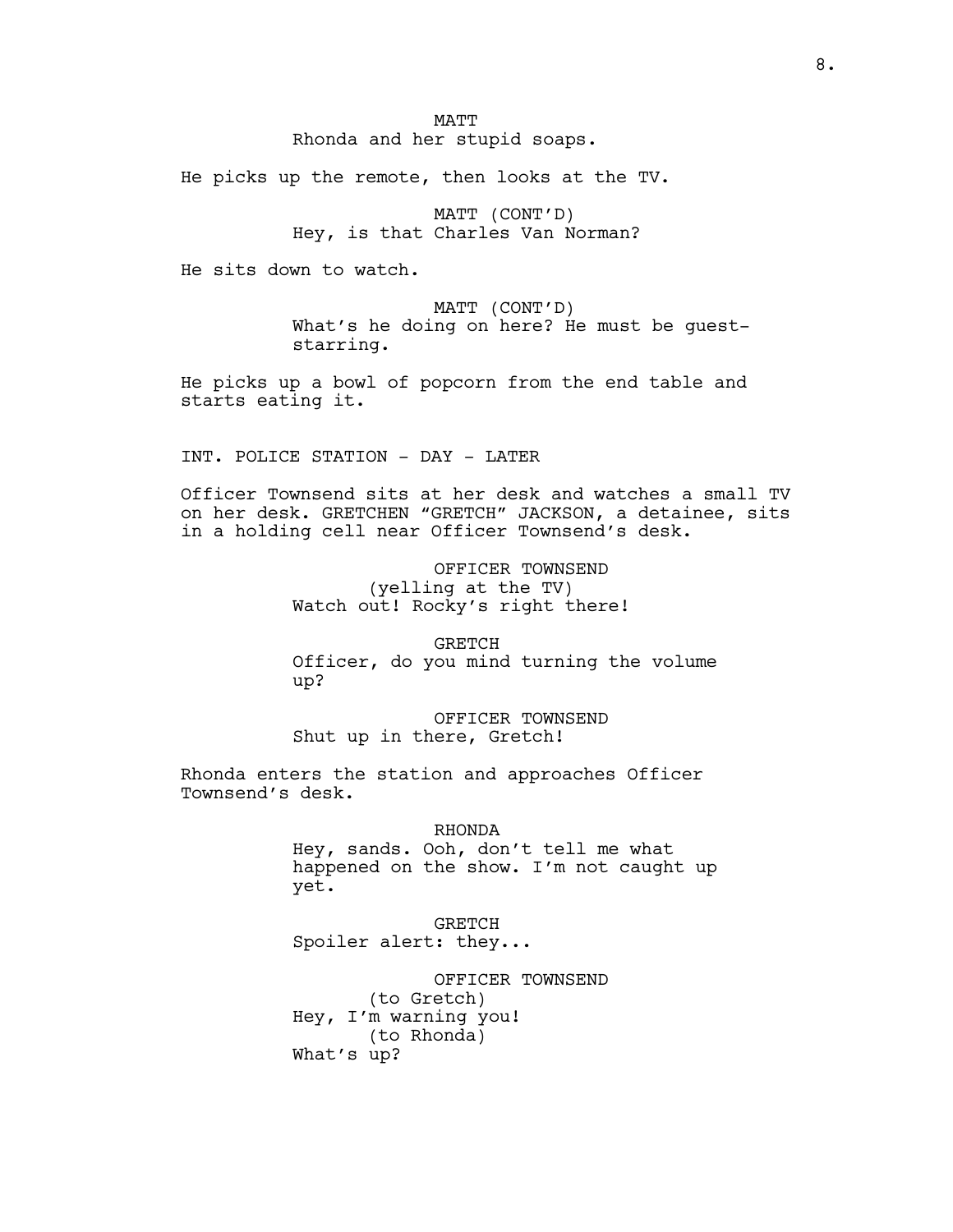MATT
Rhonda and her stupid soaps.

He picks up the remote, then looks at the TV.

MATT (CONT'D)
Hey, is that Charles Van Norman?

He sits down to watch.

MATT (CONT'D)
What's he doing on here? He must be guest-starring.

He picks up a bowl of popcorn from the end table and starts eating it.

INT. POLICE STATION - DAY - LATER

Officer Townsend sits at her desk and watches a small TV on her desk. GRETCHEN "GRETCH" JACKSON, a detainee, sits in a holding cell near Officer Townsend's desk.

OFFICER TOWNSEND
(yelling at the TV)
Watch out! Rocky's right there!

GRETCH
Officer, do you mind turning the volume up?

OFFICER TOWNSEND
Shut up in there, Gretch!

Rhonda enters the station and approaches Officer Townsend's desk.

RHONDA
Hey, sands. Ooh, don't tell me what happened on the show. I'm not caught up yet.

GRETCH
Spoiler alert: they...

OFFICER TOWNSEND
(to Gretch)
Hey, I'm warning you!
(to Rhonda)
What's up?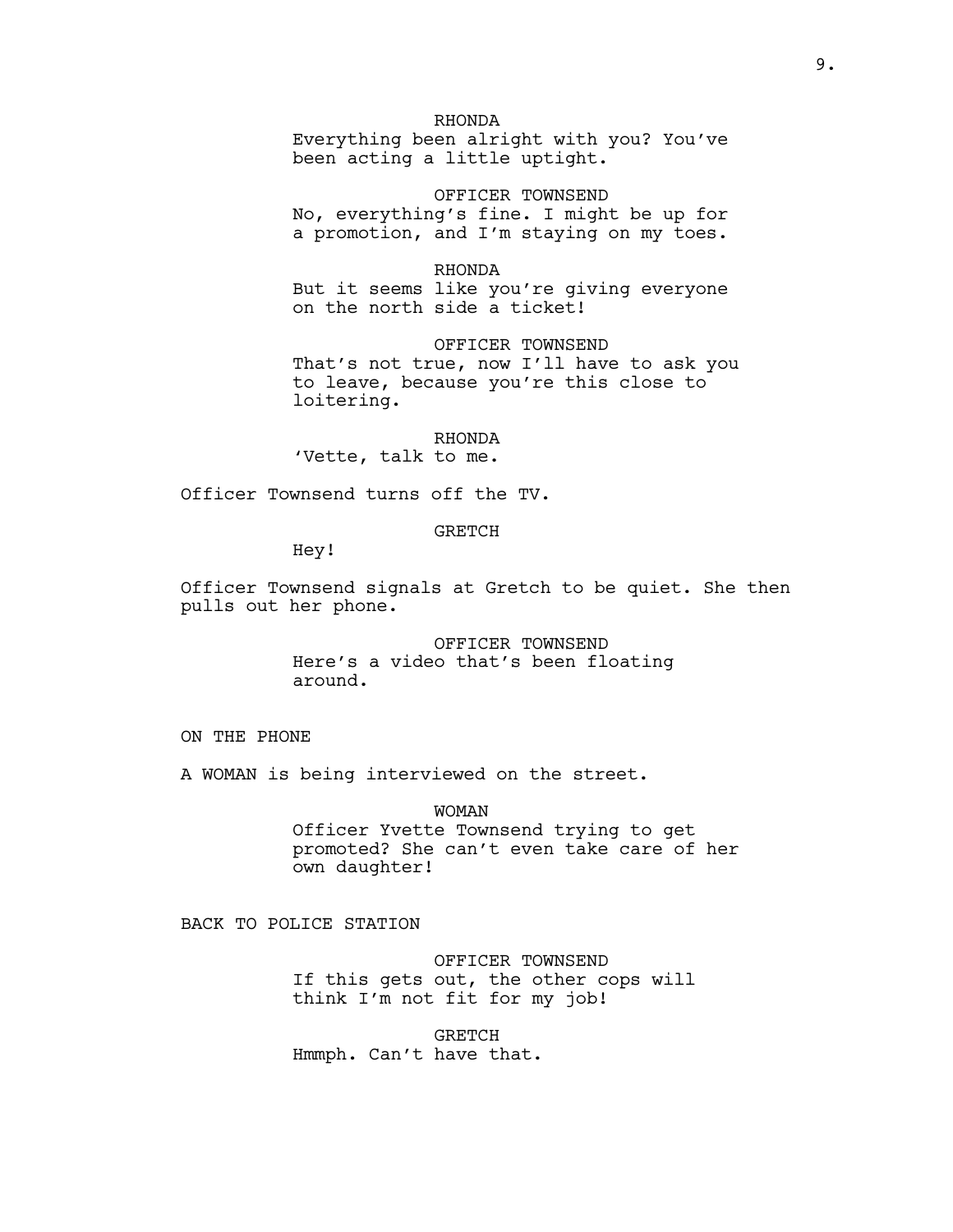RHONDA
Everything been alright with you? You've been acting a little uptight.

OFFICER TOWNSEND
No, everything's fine. I might be up for a promotion, and I'm staying on my toes.

RHONDA
But it seems like you're giving everyone on the north side a ticket!

OFFICER TOWNSEND
That's not true, now I'll have to ask you to leave, because you're this close to loitering.

RHONDA
'Vette, talk to me.

Officer Townsend turns off the TV.

GRETCH
Hey!

Officer Townsend signals at Gretch to be quiet. She then pulls out her phone.

OFFICER TOWNSEND
Here's a video that's been floating around.

ON THE PHONE

A WOMAN is being interviewed on the street.

WOMAN
Officer Yvette Townsend trying to get promoted? She can't even take care of her own daughter!

BACK TO POLICE STATION

OFFICER TOWNSEND
If this gets out, the other cops will think I'm not fit for my job!

GRETCH
Hmmph. Can't have that.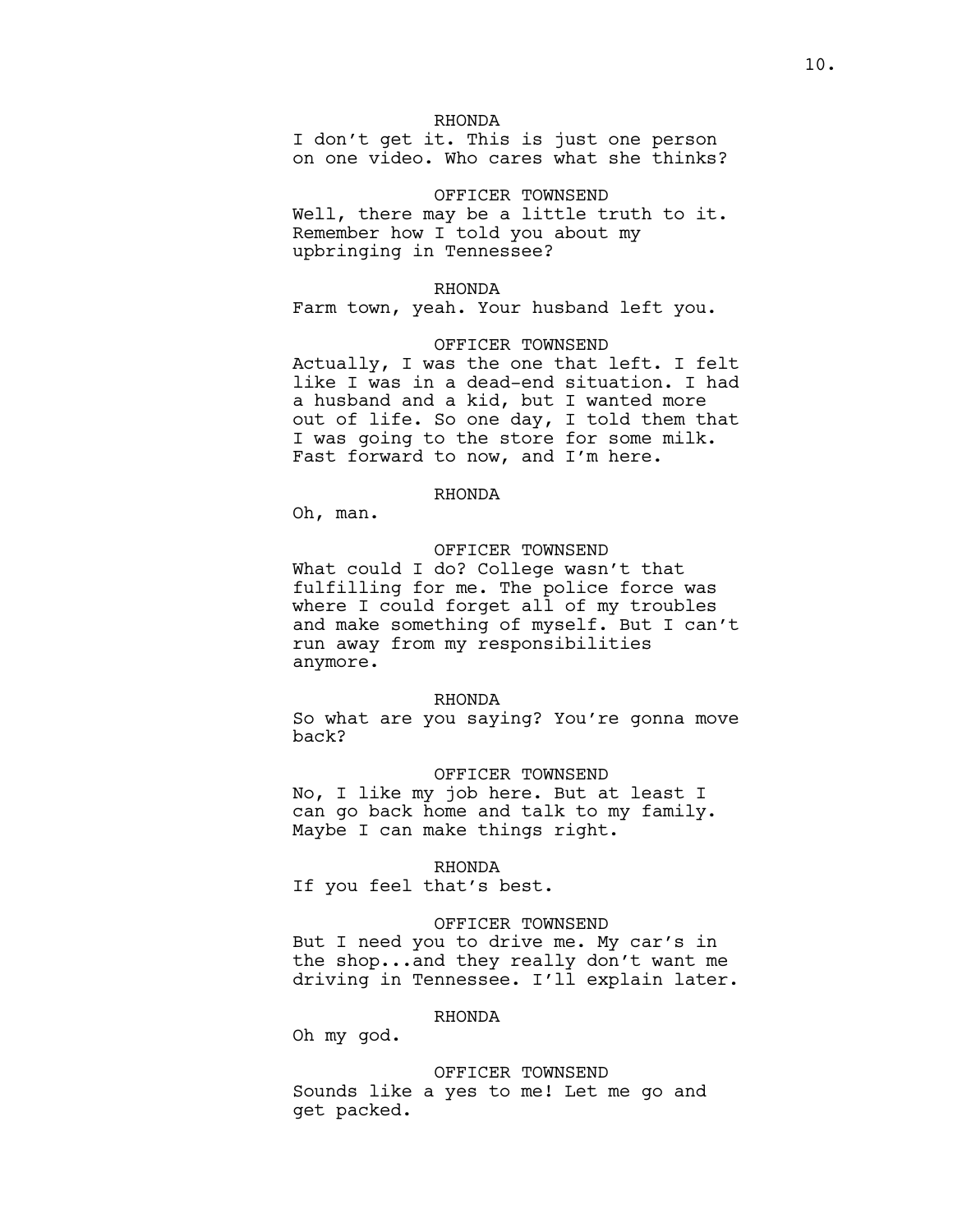RHONDA

I don't get it. This is just one person on one video. Who cares what she thinks?

OFFICER TOWNSEND

Well, there may be a little truth to it. Remember how I told you about my upbringing in Tennessee?

RHONDA

Farm town, yeah. Your husband left you.

OFFICER TOWNSEND

Actually, I was the one that left. I felt like I was in a dead-end situation. I had a husband and a kid, but I wanted more out of life. So one day, I told them that I was going to the store for some milk. Fast forward to now, and I'm here.

RHONDA

Oh, man.

OFFICER TOWNSEND

What could I do? College wasn't that fulfilling for me. The police force was where I could forget all of my troubles and make something of myself. But I can't run away from my responsibilities anymore.

RHONDA

So what are you saying? You're gonna move back?

OFFICER TOWNSEND

No, I like my job here. But at least I can go back home and talk to my family. Maybe I can make things right.

RHONDA

If you feel that's best.

OFFICER TOWNSEND

But I need you to drive me. My car's in the shop...and they really don't want me driving in Tennessee. I'll explain later.

RHONDA

Oh my god.

OFFICER TOWNSEND

Sounds like a yes to me! Let me go and get packed.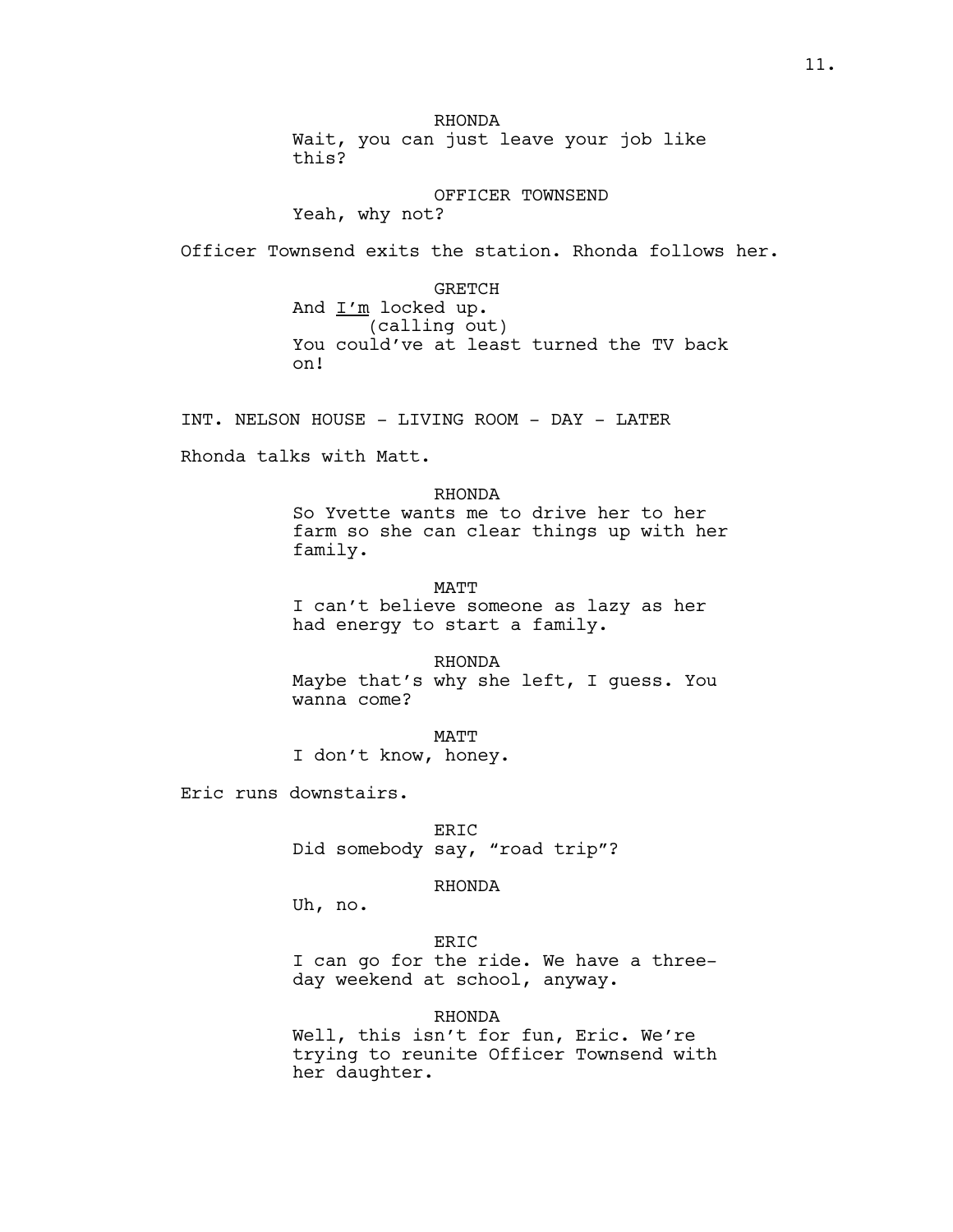RHONDA
Wait, you can just leave your job like this?

OFFICER TOWNSEND
Yeah, why not?

Officer Townsend exits the station. Rhonda follows her.

GRETCH
And <u>I'm</u> locked up.
(calling out)
You could've at least turned the TV back on!

INT. NELSON HOUSE - LIVING ROOM - DAY - LATER

Rhonda talks with Matt.

RHONDA
So Yvette wants me to drive her to her farm so she can clear things up with her family.

MATT
I can't believe someone as lazy as her had energy to start a family.

RHONDA
Maybe that's why she left, I guess. You wanna come?

MATT
I don't know, honey.

Eric runs downstairs.

ERIC
Did somebody say, "road trip"?

RHONDA
Uh, no.

ERIC
I can go for the ride. We have a three-day weekend at school, anyway.

RHONDA
Well, this isn't for fun, Eric. We're trying to reunite Officer Townsend with her daughter.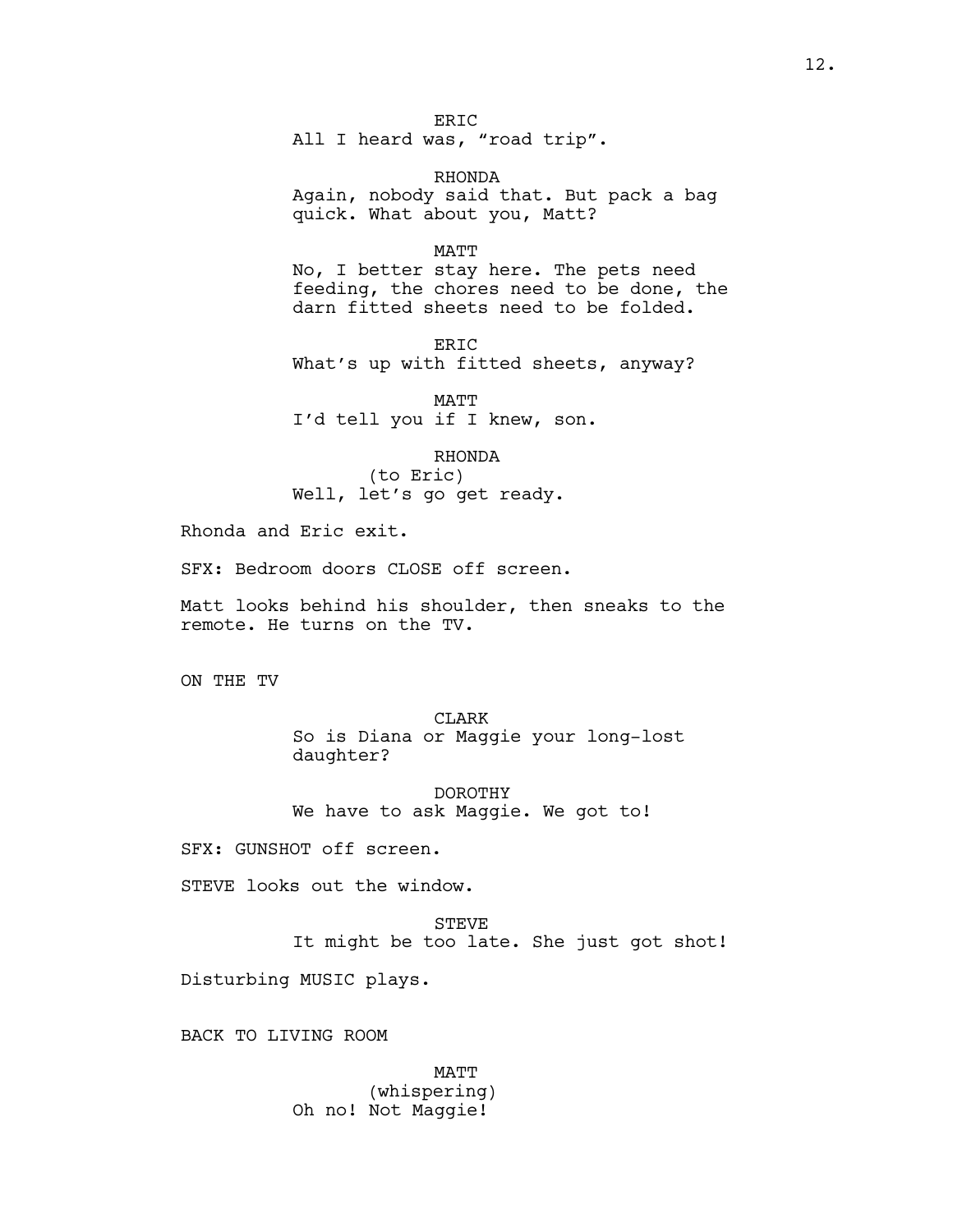ERIC
All I heard was, “road trip”.

RHONDA
Again, nobody said that. But pack a bag quick. What about you, Matt?

MATT
No, I better stay here. The pets need feeding, the chores need to be done, the darn fitted sheets need to be folded.

ERIC
What’s up with fitted sheets, anyway?

MATT
I’d tell you if I knew, son.

RHONDA
(to Eric)
Well, let’s go get ready.

Rhonda and Eric exit.

SFX: Bedroom doors CLOSE off screen.

Matt looks behind his shoulder, then sneaks to the remote. He turns on the TV.

ON THE TV

CLARK
So is Diana or Maggie your long-lost daughter?

DOROTHY
We have to ask Maggie. We got to!

SFX: GUNSHOT off screen.

STEVE looks out the window.

STEVE
It might be too late. She just got shot!

Disturbing MUSIC plays.

BACK TO LIVING ROOM

MATT
(whispering)
Oh no! Not Maggie!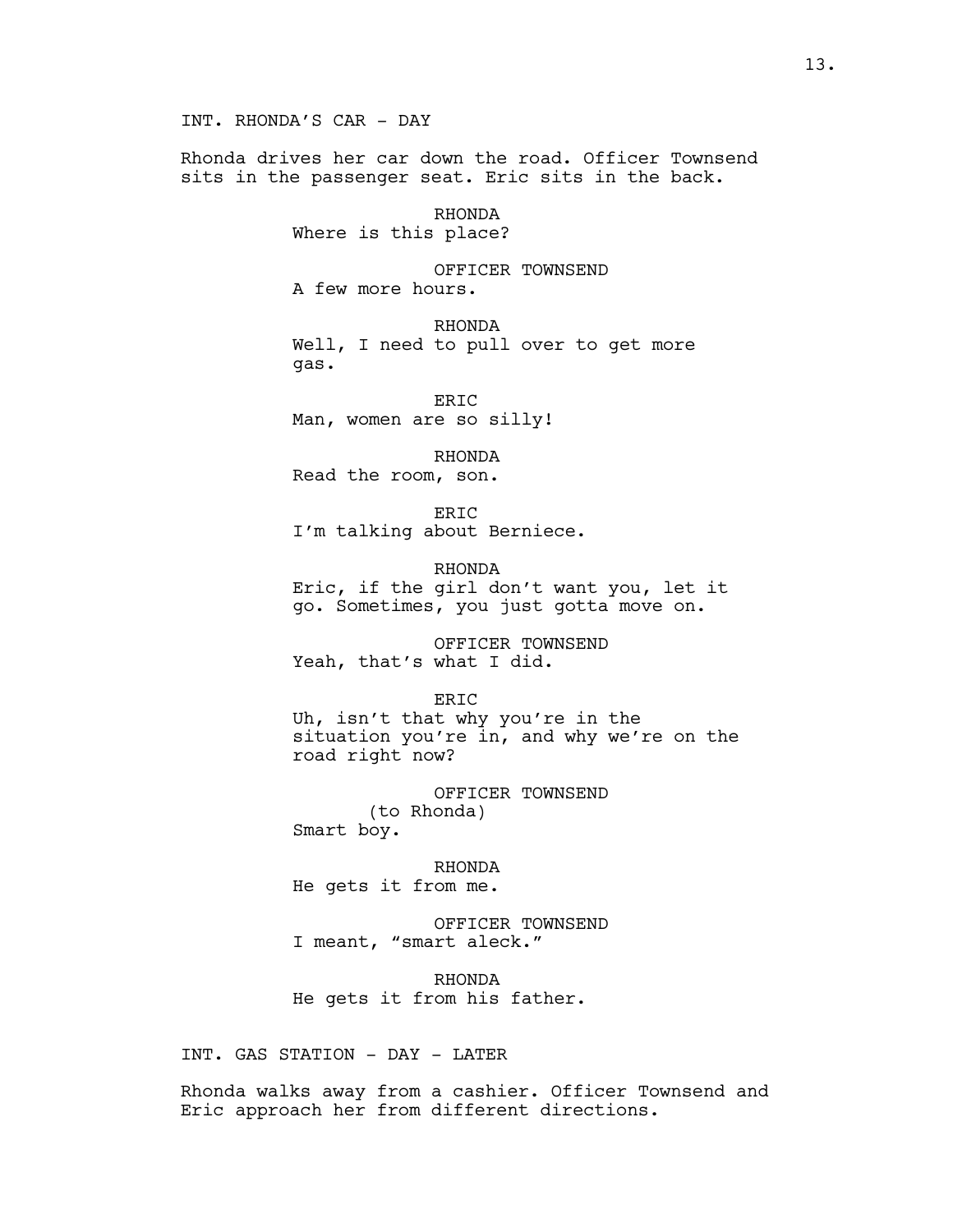INT. RHONDA'S CAR - DAY

Rhonda drives her car down the road. Officer Townsend sits in the passenger seat. Eric sits in the back.

RHONDA
Where is this place?

OFFICER TOWNSEND
A few more hours.

RHONDA
Well, I need to pull over to get more gas.

ERIC
Man, women are so silly!

RHONDA
Read the room, son.

ERIC
I'm talking about Berniece.

RHONDA
Eric, if the girl don't want you, let it go. Sometimes, you just gotta move on.

OFFICER TOWNSEND
Yeah, that's what I did.

ERIC
Uh, isn't that why you're in the situation you're in, and why we're on the road right now?

OFFICER TOWNSEND
(to Rhonda)
Smart boy.

RHONDA
He gets it from me.

OFFICER TOWNSEND
I meant, "smart aleck."

RHONDA
He gets it from his father.

INT. GAS STATION - DAY - LATER

Rhonda walks away from a cashier. Officer Townsend and Eric approach her from different directions.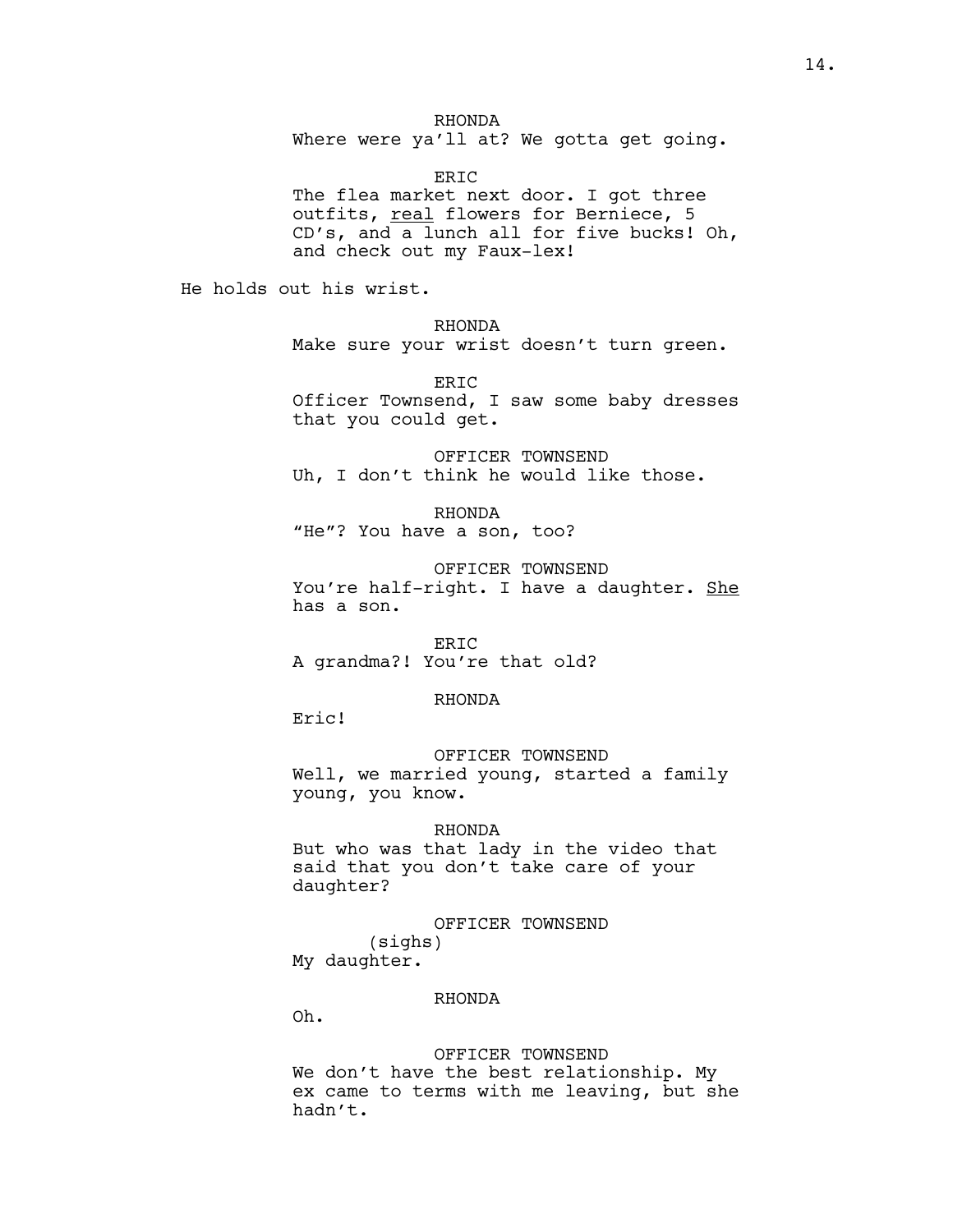RHONDA
Where were ya'll at? We gotta get going.

ERIC
The flea market next door. I got three outfits, <u>real</u> flowers for Berniece, 5 CD's, and a lunch all for five bucks! Oh, and check out my Faux-lex!

He holds out his wrist.

RHONDA
Make sure your wrist doesn't turn green.

ERIC
Officer Townsend, I saw some baby dresses that you could get.

OFFICER TOWNSEND
Uh, I don't think he would like those.

RHONDA
"He"? You have a son, too?

OFFICER TOWNSEND
You're half-right. I have a daughter. <u>She</u> has a son.

ERIC
A grandma?! You're that old?

RHONDA
Eric!

OFFICER TOWNSEND
Well, we married young, started a family young, you know.

RHONDA
But who was that lady in the video that said that you don't take care of your daughter?

OFFICER TOWNSEND
(sighs)
My daughter.

RHONDA
Oh.

OFFICER TOWNSEND
We don't have the best relationship. My ex came to terms with me leaving, but she hadn't.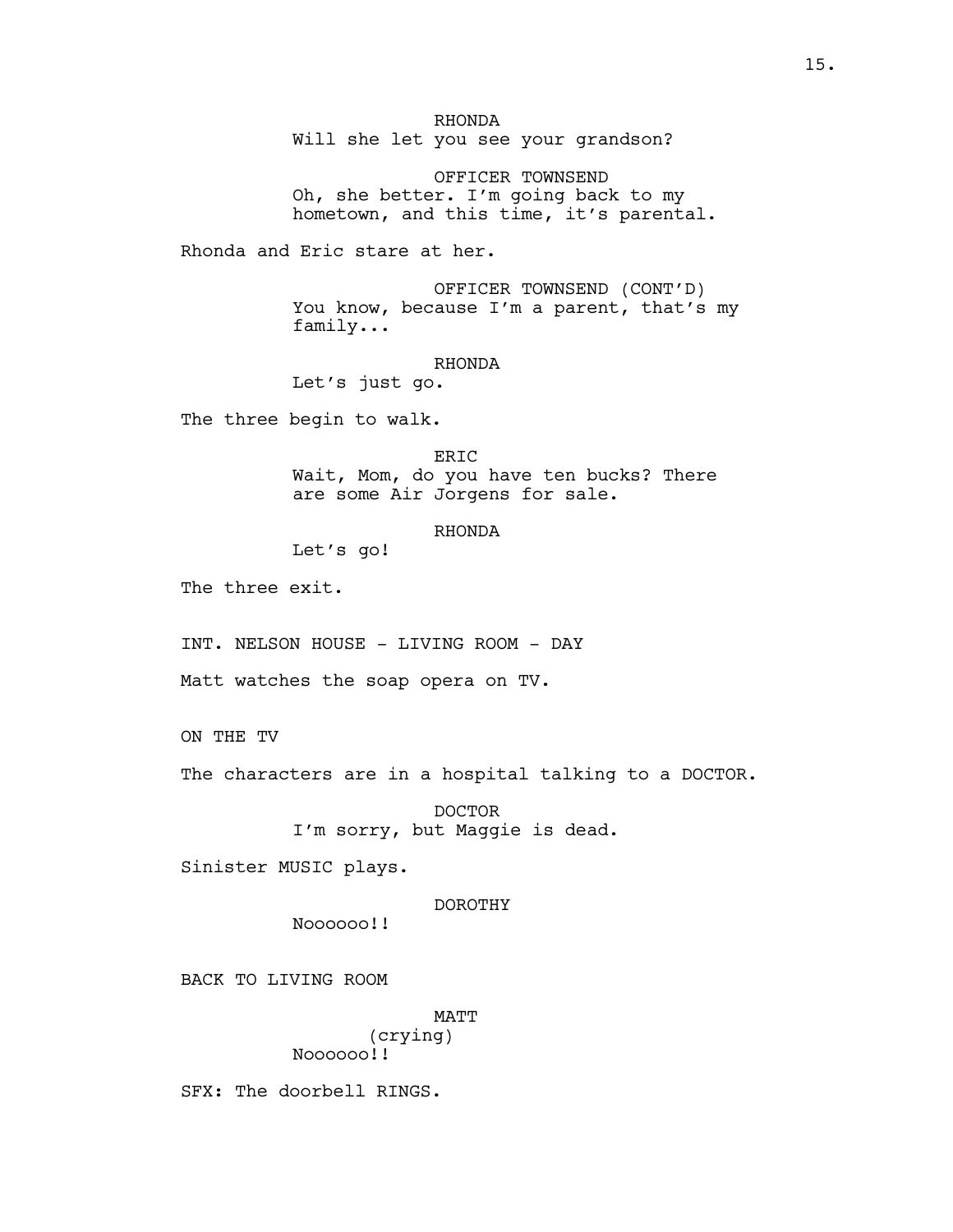RHONDA
Will she let you see your grandson?

OFFICER TOWNSEND
Oh, she better. I'm going back to my hometown, and this time, it's parental.

Rhonda and Eric stare at her.

OFFICER TOWNSEND (CONT'D)
You know, because I'm a parent, that's my family...

RHONDA
Let's just go.

The three begin to walk.

ERIC
Wait, Mom, do you have ten bucks? There are some Air Jorgens for sale.

RHONDA
Let's go!

The three exit.

INT. NELSON HOUSE - LIVING ROOM - DAY

Matt watches the soap opera on TV.

ON THE TV

The characters are in a hospital talking to a DOCTOR.

DOCTOR
I'm sorry, but Maggie is dead.

Sinister MUSIC plays.

DOROTHY
Noooooo!!

BACK TO LIVING ROOM

MATT
(crying)
Noooooo!!

SFX: The doorbell RINGS.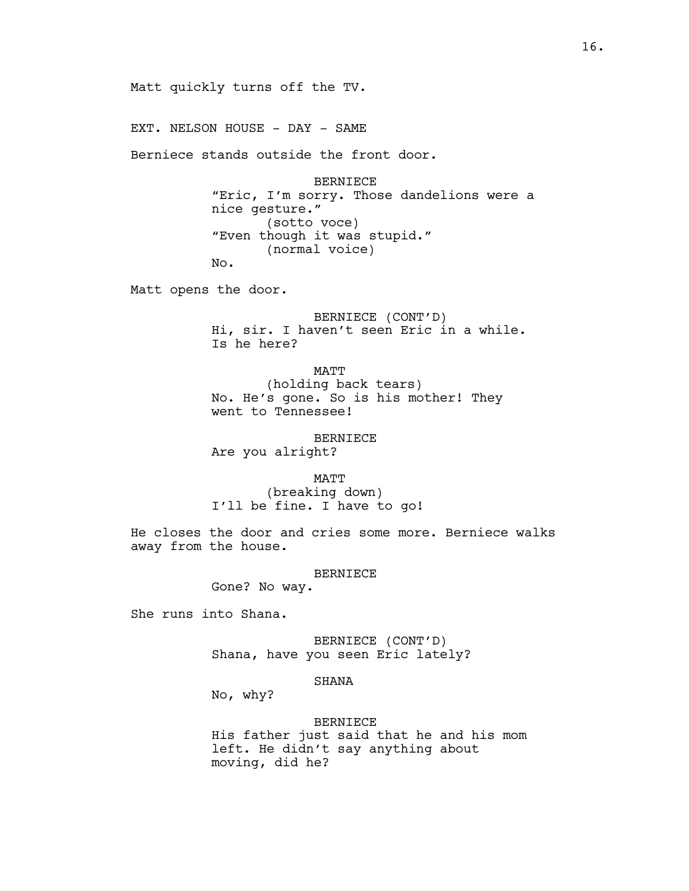Matt quickly turns off the TV.

EXT. NELSON HOUSE - DAY - SAME

Berniece stands outside the front door.

BERNIECE
"Eric, I'm sorry. Those dandelions were a nice gesture."
(sotto voce)
"Even though it was stupid."
(normal voice)
No.

Matt opens the door.

BERNIECE (CONT'D)
Hi, sir. I haven't seen Eric in a while. Is he here?

MATT
(holding back tears)
No. He's gone. So is his mother! They went to Tennessee!

BERNIECE
Are you alright?

MATT
(breaking down)
I'll be fine. I have to go!

He closes the door and cries some more. Berniece walks away from the house.

BERNIECE
Gone? No way.

She runs into Shana.

BERNIECE (CONT'D)
Shana, have you seen Eric lately?

SHANA
No, why?

BERNIECE
His father just said that he and his mom left. He didn't say anything about moving, did he?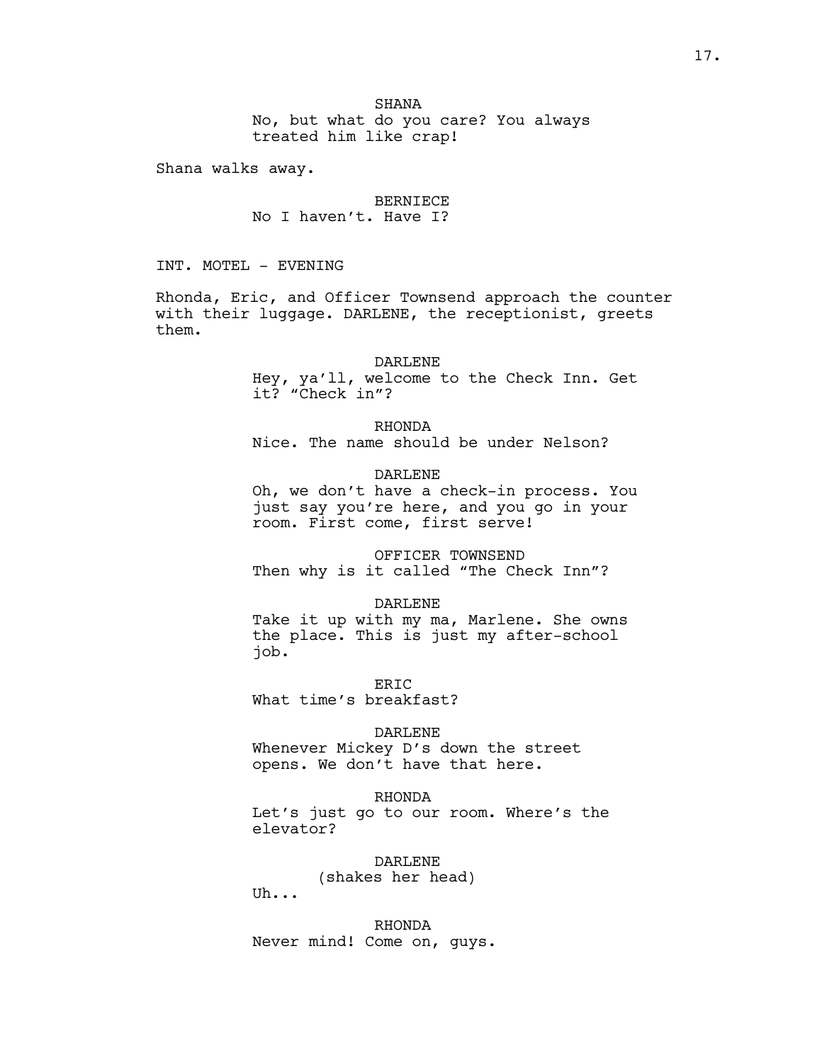SHANA
No, but what do you care? You always treated him like crap!

Shana walks away.

BERNIECE
No I haven't. Have I?

INT. MOTEL - EVENING

Rhonda, Eric, and Officer Townsend approach the counter with their luggage. DARLENE, the receptionist, greets them.

DARLENE
Hey, ya'll, welcome to the Check Inn. Get it? "Check in"?

RHONDA
Nice. The name should be under Nelson?

DARLENE
Oh, we don't have a check-in process. You just say you're here, and you go in your room. First come, first serve!

OFFICER TOWNSEND
Then why is it called "The Check Inn"?

DARLENE
Take it up with my ma, Marlene. She owns the place. This is just my after-school job.

ERIC
What time's breakfast?

DARLENE
Whenever Mickey D's down the street opens. We don't have that here.

RHONDA
Let's just go to our room. Where's the elevator?

DARLENE
(shakes her head)
Uh...

RHONDA
Never mind! Come on, guys.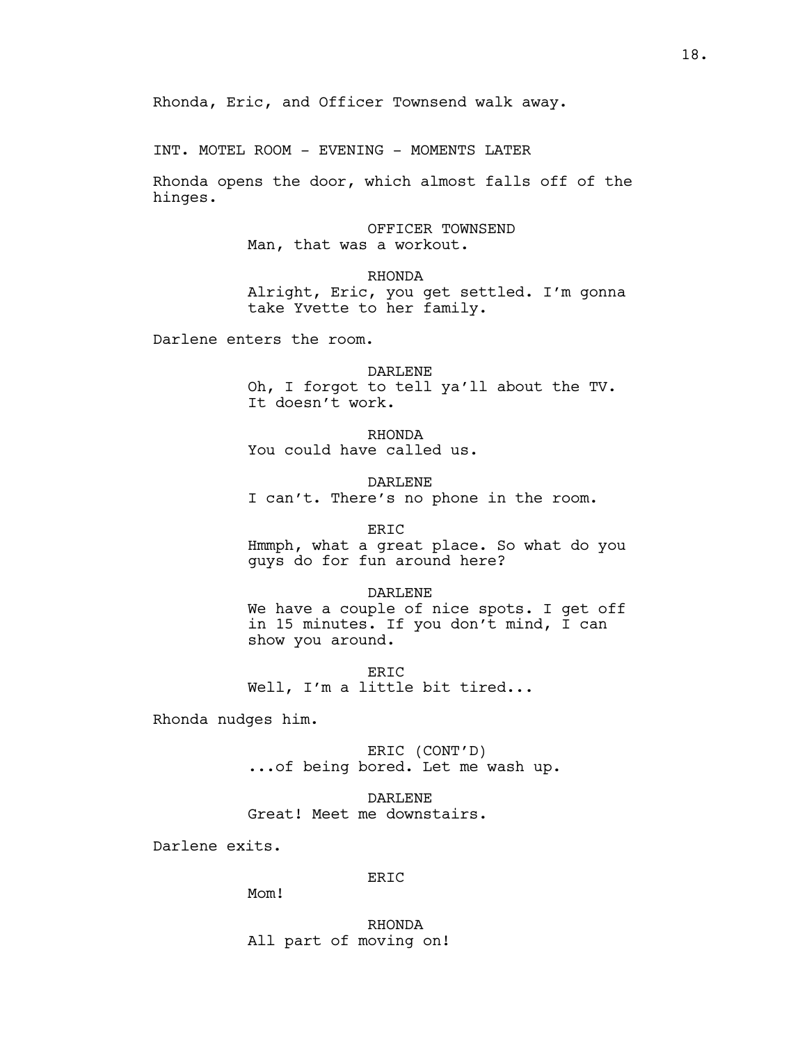Rhonda, Eric, and Officer Townsend walk away.

INT. MOTEL ROOM - EVENING - MOMENTS LATER

Rhonda opens the door, which almost falls off of the hinges.

OFFICER TOWNSEND
Man, that was a workout.

RHONDA
Alright, Eric, you get settled. I'm gonna take Yvette to her family.

Darlene enters the room.

DARLENE
Oh, I forgot to tell ya'll about the TV. It doesn't work.

RHONDA
You could have called us.

DARLENE
I can't. There's no phone in the room.

ERIC
Hmmph, what a great place. So what do you guys do for fun around here?

DARLENE
We have a couple of nice spots. I get off in 15 minutes. If you don't mind, I can show you around.

ERIC
Well, I'm a little bit tired...

Rhonda nudges him.

ERIC (CONT'D)
...of being bored. Let me wash up.

DARLENE
Great! Meet me downstairs.

Darlene exits.

ERIC
Mom!

RHONDA
All part of moving on!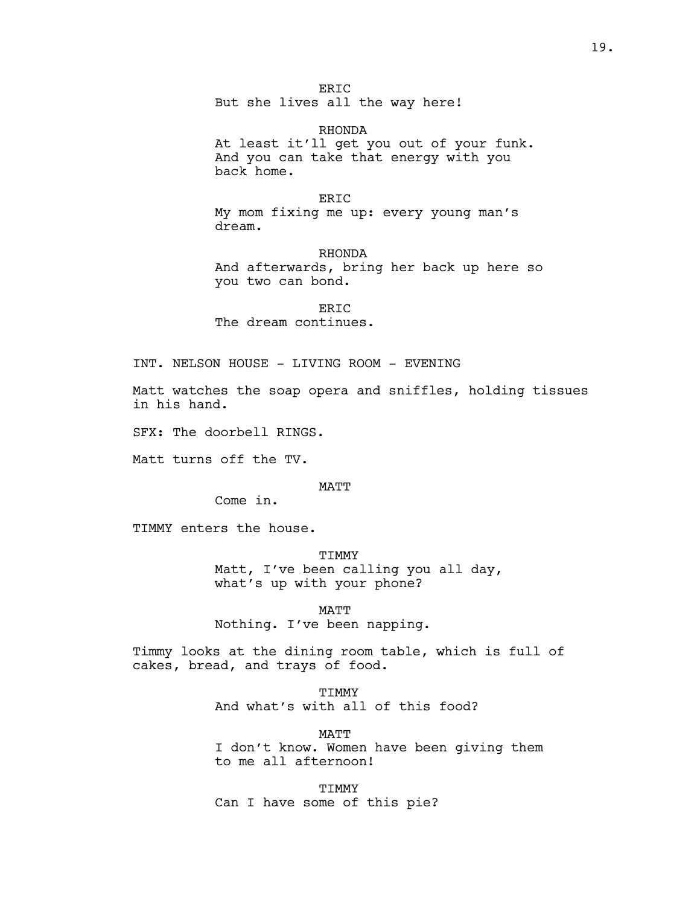ERIC

But she lives all the way here!

RHONDA

At least it'll get you out of your funk. And you can take that energy with you back home.

ERIC

My mom fixing me up: every young man's dream.

RHONDA

And afterwards, bring her back up here so you two can bond.

ERIC

The dream continues.

INT. NELSON HOUSE - LIVING ROOM - EVENING

Matt watches the soap opera and sniffles, holding tissues in his hand.

SFX: The doorbell RINGS.

Matt turns off the TV.

MATT

Come in.

TIMMY enters the house.

TIMMY

Matt, I've been calling you all day, what's up with your phone?

MATT

Nothing. I've been napping.

Timmy looks at the dining room table, which is full of cakes, bread, and trays of food.

TIMMY

And what's with all of this food?

MATT

I don't know. Women have been giving them to me all afternoon!

TIMMY

Can I have some of this pie?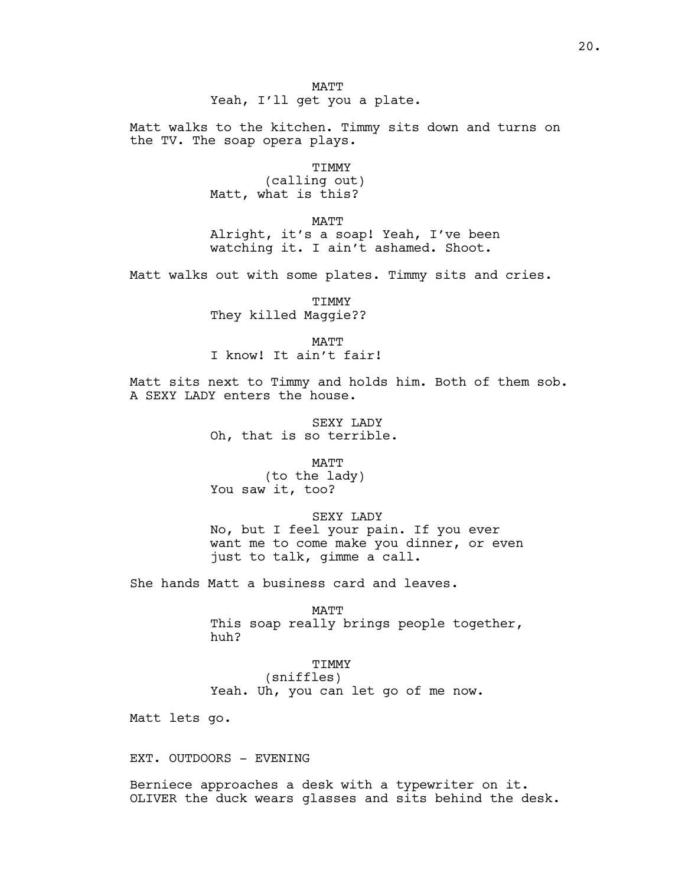MATT
Yeah, I'll get you a plate.

Matt walks to the kitchen. Timmy sits down and turns on the TV. The soap opera plays.

TIMMY
(calling out)
Matt, what is this?

MATT
Alright, it's a soap! Yeah, I've been watching it. I ain't ashamed. Shoot.

Matt walks out with some plates. Timmy sits and cries.

TIMMY
They killed Maggie??

MATT
I know! It ain't fair!

Matt sits next to Timmy and holds him. Both of them sob. A SEXY LADY enters the house.

SEXY LADY
Oh, that is so terrible.

MATT
(to the lady)
You saw it, too?

SEXY LADY
No, but I feel your pain. If you ever want me to come make you dinner, or even just to talk, gimme a call.

She hands Matt a business card and leaves.

MATT
This soap really brings people together, huh?

TIMMY
(sniffles)
Yeah. Uh, you can let go of me now.

Matt lets go.

EXT. OUTDOORS - EVENING

Berniece approaches a desk with a typewriter on it. OLIVER the duck wears glasses and sits behind the desk.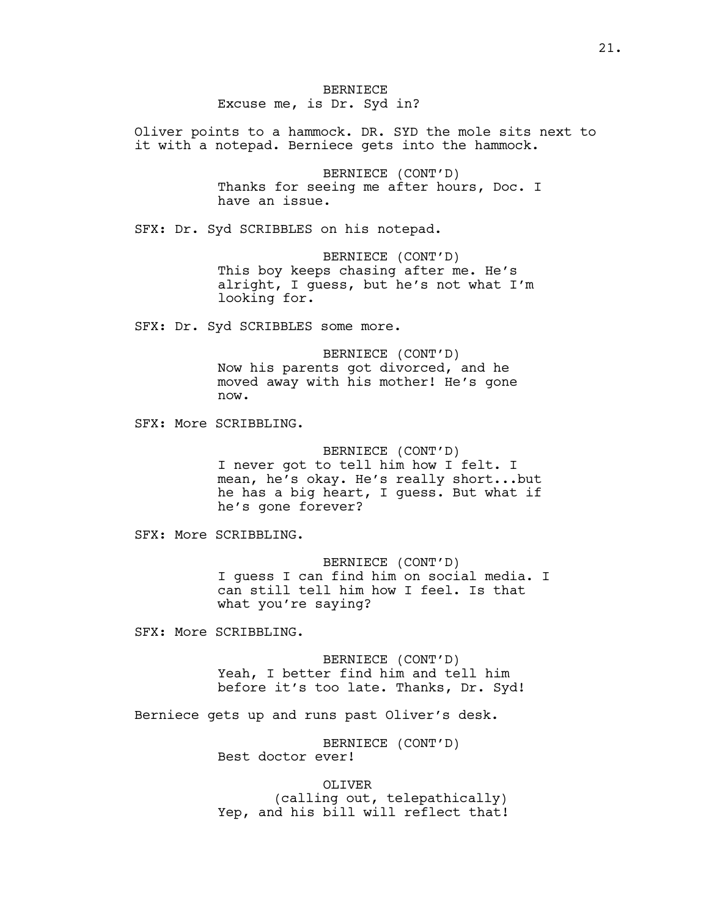BERNIECE
Excuse me, is Dr. Syd in?

Oliver points to a hammock. DR. SYD the mole sits next to it with a notepad. Berniece gets into the hammock.

BERNIECE (CONT'D)
Thanks for seeing me after hours, Doc. I have an issue.

SFX: Dr. Syd SCRIBBLES on his notepad.

BERNIECE (CONT'D)
This boy keeps chasing after me. He's alright, I guess, but he's not what I'm looking for.

SFX: Dr. Syd SCRIBBLES some more.

BERNIECE (CONT'D)
Now his parents got divorced, and he moved away with his mother! He's gone now.

SFX: More SCRIBBLING.

BERNIECE (CONT'D)
I never got to tell him how I felt. I mean, he's okay. He's really short...but he has a big heart, I guess. But what if he's gone forever?

SFX: More SCRIBBLING.

BERNIECE (CONT'D)
I guess I can find him on social media. I can still tell him how I feel. Is that what you're saying?

SFX: More SCRIBBLING.

BERNIECE (CONT'D)
Yeah, I better find him and tell him before it's too late. Thanks, Dr. Syd!

Berniece gets up and runs past Oliver's desk.

BERNIECE (CONT'D)
Best doctor ever!

OLIVER
(calling out, telepathically)
Yep, and his bill will reflect that!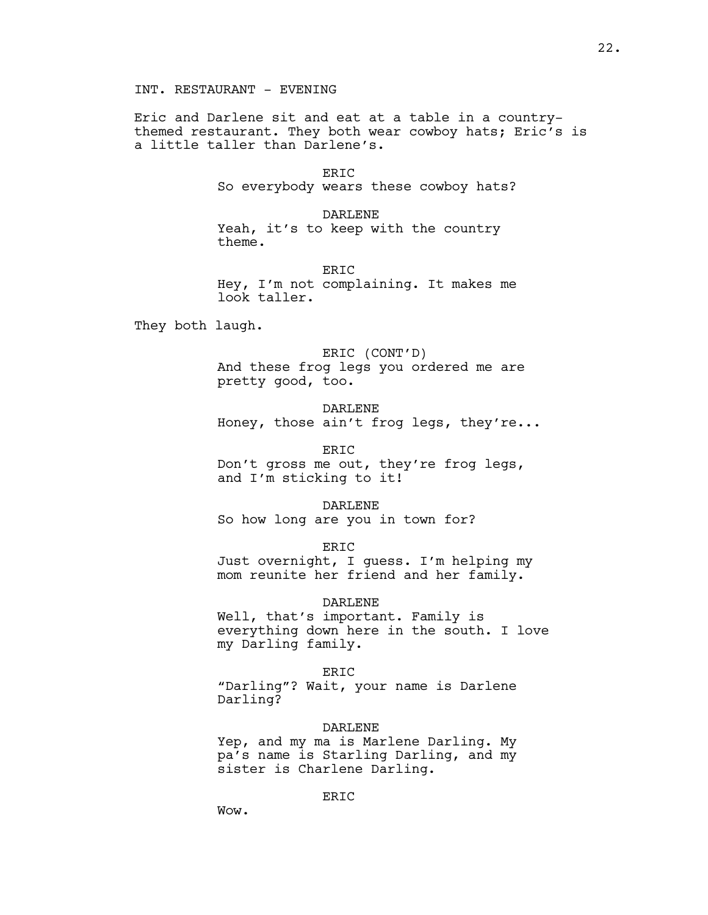INT. RESTAURANT - EVENING

Eric and Darlene sit and eat at a table in a country-themed restaurant. They both wear cowboy hats; Eric's is a little taller than Darlene's.

ERIC
So everybody wears these cowboy hats?

DARLENE
Yeah, it's to keep with the country theme.

ERIC
Hey, I'm not complaining. It makes me look taller.

They both laugh.

ERIC (CONT'D)
And these frog legs you ordered me are pretty good, too.

DARLENE
Honey, those ain't frog legs, they're...

ERIC
Don't gross me out, they're frog legs, and I'm sticking to it!

DARLENE
So how long are you in town for?

ERIC
Just overnight, I guess. I'm helping my mom reunite her friend and her family.

DARLENE
Well, that's important. Family is everything down here in the south. I love my Darling family.

ERIC
"Darling"? Wait, your name is Darlene Darling?

DARLENE
Yep, and my ma is Marlene Darling. My pa's name is Starling Darling, and my sister is Charlene Darling.

ERIC
Wow.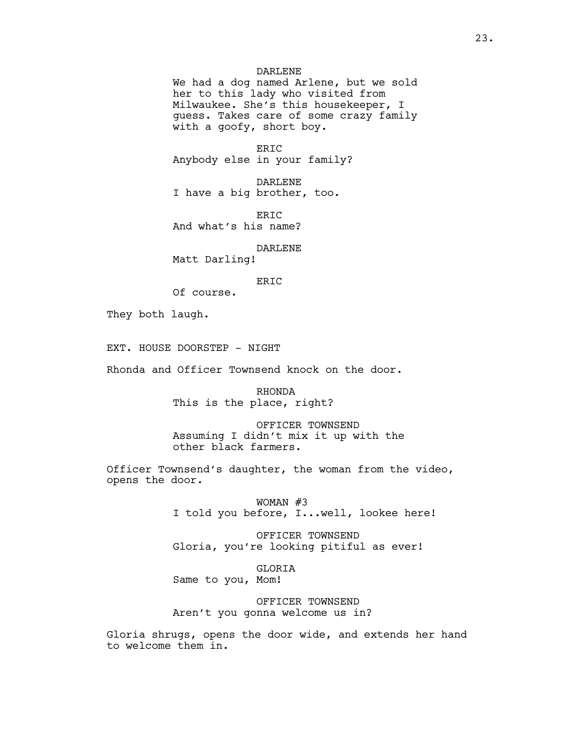DARLENE
We had a dog named Arlene, but we sold her to this lady who visited from Milwaukee. She's this housekeeper, I guess. Takes care of some crazy family with a goofy, short boy.

ERIC
Anybody else in your family?

DARLENE
I have a big brother, too.

ERIC
And what's his name?

DARLENE
Matt Darling!

ERIC
Of course.

They both laugh.

EXT. HOUSE DOORSTEP - NIGHT

Rhonda and Officer Townsend knock on the door.

RHONDA
This is the place, right?

OFFICER TOWNSEND
Assuming I didn't mix it up with the other black farmers.

Officer Townsend's daughter, the woman from the video, opens the door.

WOMAN #3
I told you before, I...well, lookee here!

OFFICER TOWNSEND
Gloria, you're looking pitiful as ever!

GLORIA
Same to you, Mom!

OFFICER TOWNSEND
Aren't you gonna welcome us in?

Gloria shrugs, opens the door wide, and extends her hand to welcome them in.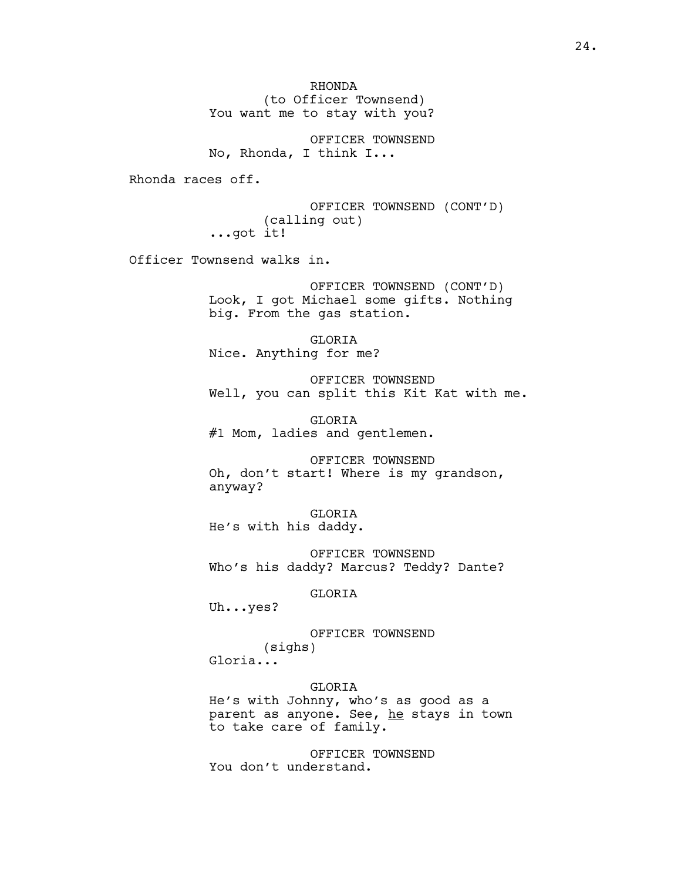RHONDA
(to Officer Townsend)
You want me to stay with you?

OFFICER TOWNSEND
No, Rhonda, I think I...

Rhonda races off.

OFFICER TOWNSEND (CONT'D)
(calling out)
...got it!

Officer Townsend walks in.

OFFICER TOWNSEND (CONT'D)
Look, I got Michael some gifts. Nothing big. From the gas station.

GLORIA
Nice. Anything for me?

OFFICER TOWNSEND
Well, you can split this Kit Kat with me.

GLORIA
#1 Mom, ladies and gentlemen.

OFFICER TOWNSEND
Oh, don't start! Where is my grandson, anyway?

GLORIA
He's with his daddy.

OFFICER TOWNSEND
Who's his daddy? Marcus? Teddy? Dante?

GLORIA
Uh...yes?

OFFICER TOWNSEND
(sighs)
Gloria...

GLORIA
He's with Johnny, who's as good as a parent as anyone. See, <u>he</u> stays in town to take care of family.

OFFICER TOWNSEND
You don't understand.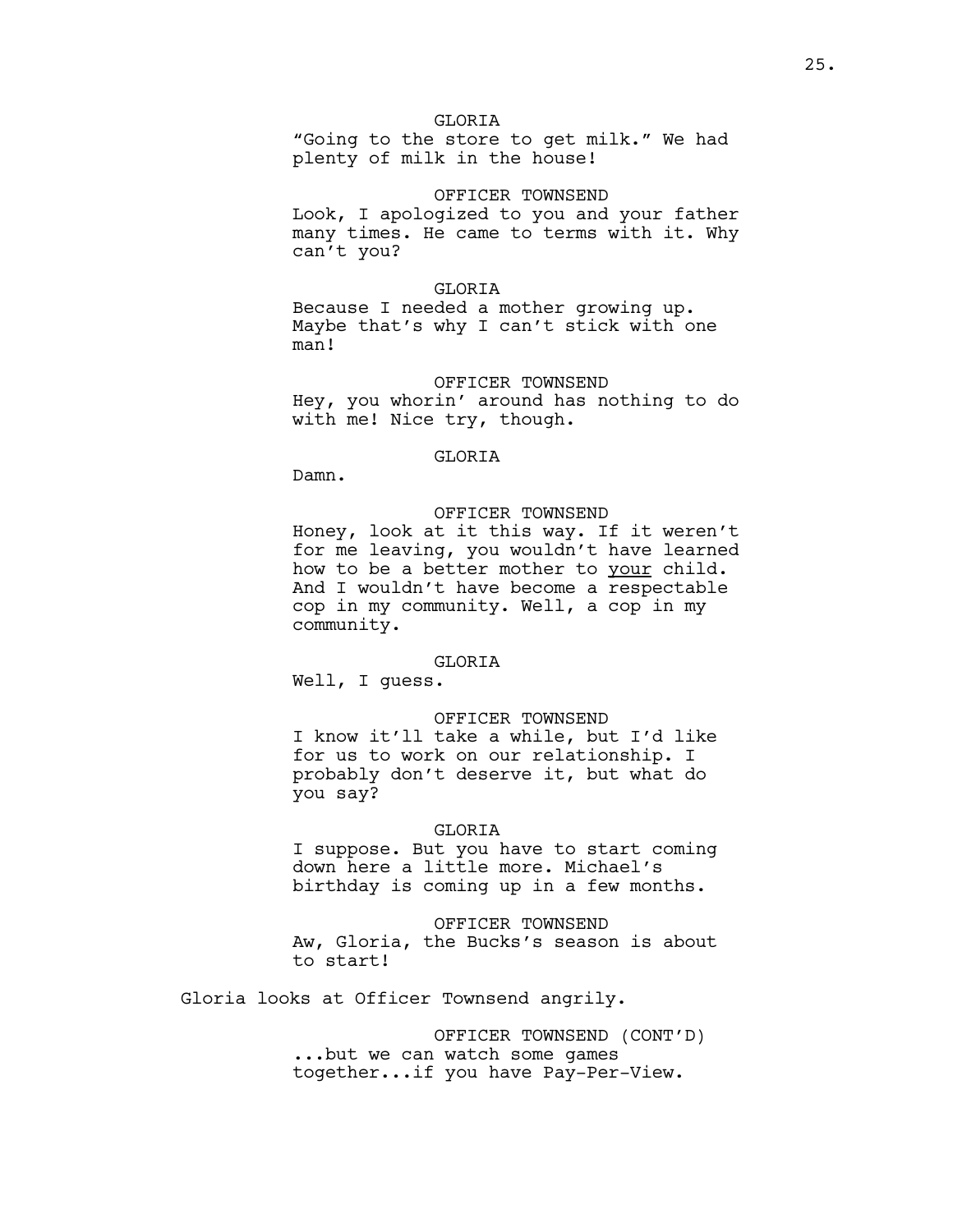GLORIA

"Going to the store to get milk." We had plenty of milk in the house!

OFFICER TOWNSEND

Look, I apologized to you and your father many times. He came to terms with it. Why can't you?

GLORIA

Because I needed a mother growing up. Maybe that's why I can't stick with one man!

OFFICER TOWNSEND

Hey, you whorin' around has nothing to do with me! Nice try, though.

GLORIA

Damn.

OFFICER TOWNSEND

Honey, look at it this way. If it weren't for me leaving, you wouldn't have learned how to be a better mother to <u>your</u> child. And I wouldn't have become a respectable cop in my community. Well, a cop in my community.

GLORIA

Well, I guess.

OFFICER TOWNSEND

I know it'll take a while, but I'd like for us to work on our relationship. I probably don't deserve it, but what do you say?

GLORIA

I suppose. But you have to start coming down here a little more. Michael's birthday is coming up in a few months.

OFFICER TOWNSEND

Aw, Gloria, the Bucks's season is about to start!

Gloria looks at Officer Townsend angrily.

OFFICER TOWNSEND (CONT'D)

...but we can watch some games together...if you have Pay-Per-View.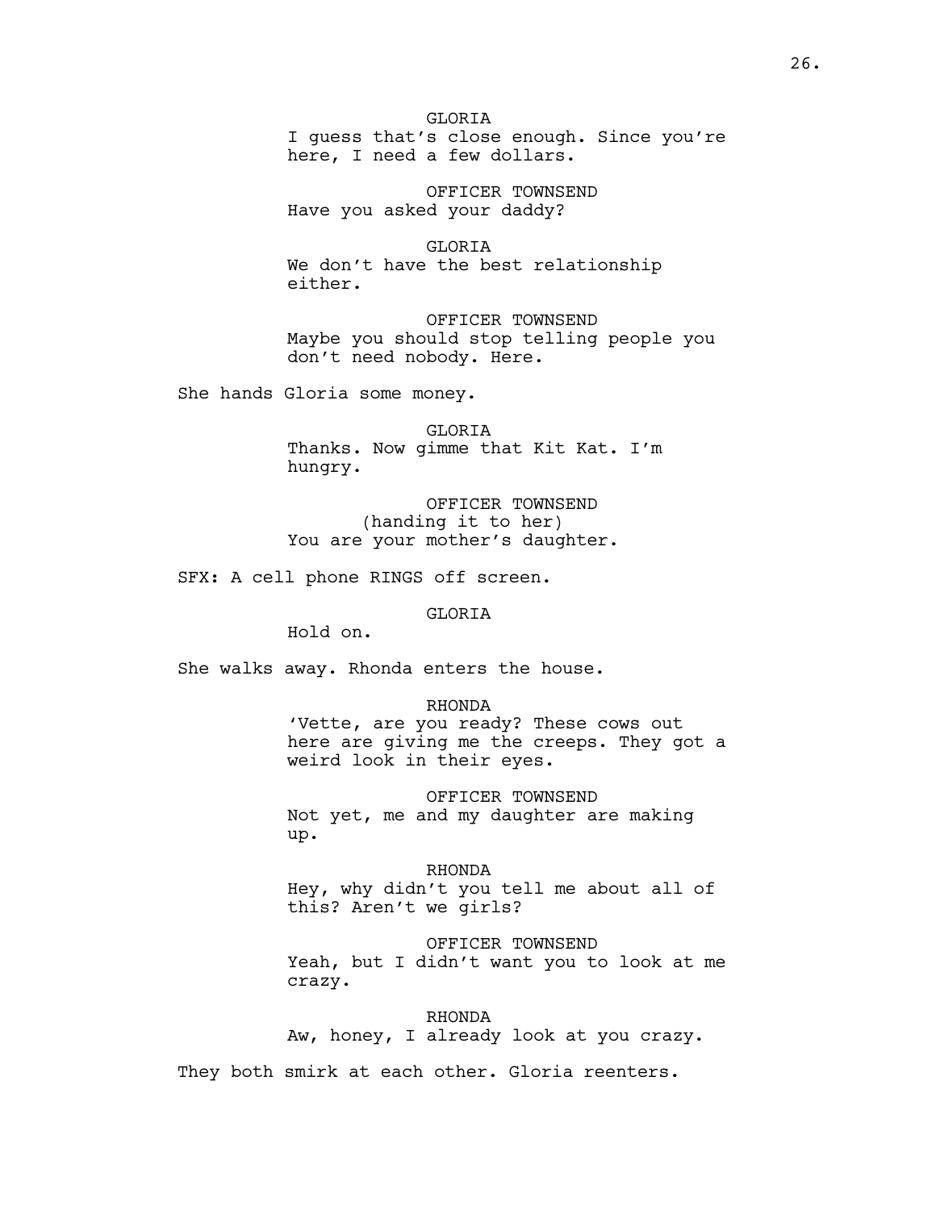GLORIA
I guess that's close enough. Since you're here, I need a few dollars.

OFFICER TOWNSEND
Have you asked your daddy?

GLORIA
We don't have the best relationship either.

OFFICER TOWNSEND
Maybe you should stop telling people you don't need nobody. Here.

She hands Gloria some money.

GLORIA
Thanks. Now gimme that Kit Kat. I'm hungry.

OFFICER TOWNSEND
(handing it to her)
You are your mother's daughter.

SFX: A cell phone RINGS off screen.

GLORIA
Hold on.

She walks away. Rhonda enters the house.

RHONDA
'Vette, are you ready? These cows out here are giving me the creeps. They got a weird look in their eyes.

OFFICER TOWNSEND
Not yet, me and my daughter are making up.

RHONDA
Hey, why didn't you tell me about all of this? Aren't we girls?

OFFICER TOWNSEND
Yeah, but I didn't want you to look at me crazy.

RHONDA
Aw, honey, I already look at you crazy.

They both smirk at each other. Gloria reenters.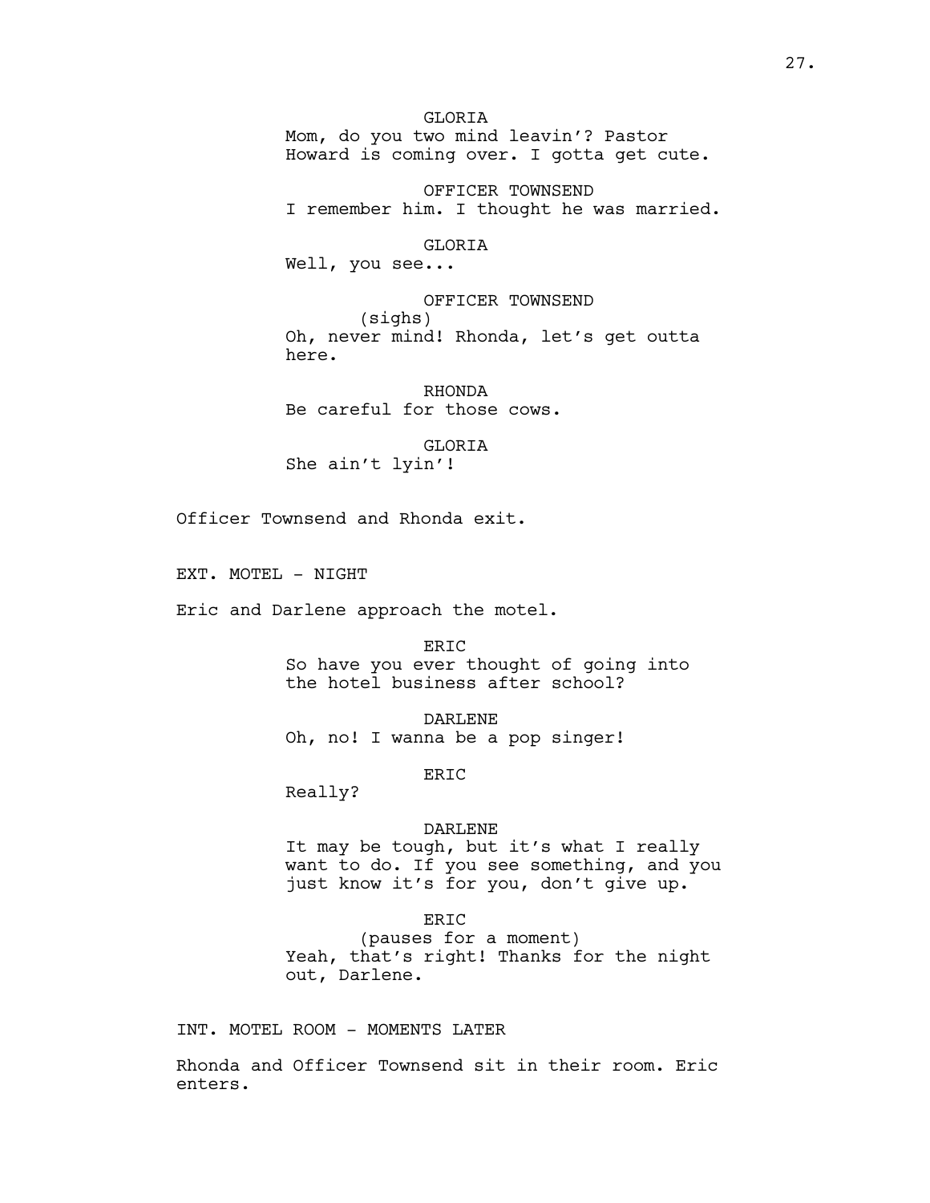GLORIA
Mom, do you two mind leavin'? Pastor Howard is coming over. I gotta get cute.

OFFICER TOWNSEND
I remember him. I thought he was married.

GLORIA
Well, you see...

OFFICER TOWNSEND
(sighs)
Oh, never mind! Rhonda, let's get outta here.

RHONDA
Be careful for those cows.

GLORIA
She ain't lyin'!

Officer Townsend and Rhonda exit.

EXT. MOTEL - NIGHT

Eric and Darlene approach the motel.

ERIC
So have you ever thought of going into the hotel business after school?

DARLENE
Oh, no! I wanna be a pop singer!

ERIC
Really?

DARLENE
It may be tough, but it's what I really want to do. If you see something, and you just know it's for you, don't give up.

ERIC
(pauses for a moment)
Yeah, that's right! Thanks for the night out, Darlene.

INT. MOTEL ROOM - MOMENTS LATER

Rhonda and Officer Townsend sit in their room. Eric enters.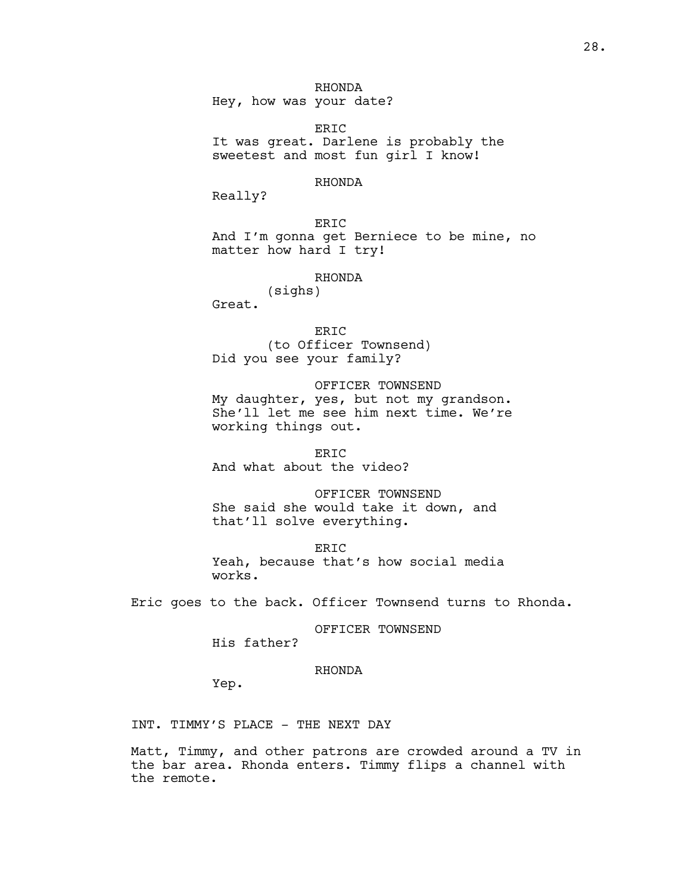RHONDA
Hey, how was your date?

ERIC
It was great. Darlene is probably the sweetest and most fun girl I know!

RHONDA
Really?

ERIC
And I'm gonna get Berniece to be mine, no matter how hard I try!

RHONDA
(sighs)
Great.

ERIC
(to Officer Townsend)
Did you see your family?

OFFICER TOWNSEND
My daughter, yes, but not my grandson. She'll let me see him next time. We're working things out.

ERIC
And what about the video?

OFFICER TOWNSEND
She said she would take it down, and that'll solve everything.

ERIC
Yeah, because that's how social media works.

Eric goes to the back. Officer Townsend turns to Rhonda.

OFFICER TOWNSEND
His father?

RHONDA
Yep.

INT. TIMMY'S PLACE - THE NEXT DAY

Matt, Timmy, and other patrons are crowded around a TV in the bar area. Rhonda enters. Timmy flips a channel with the remote.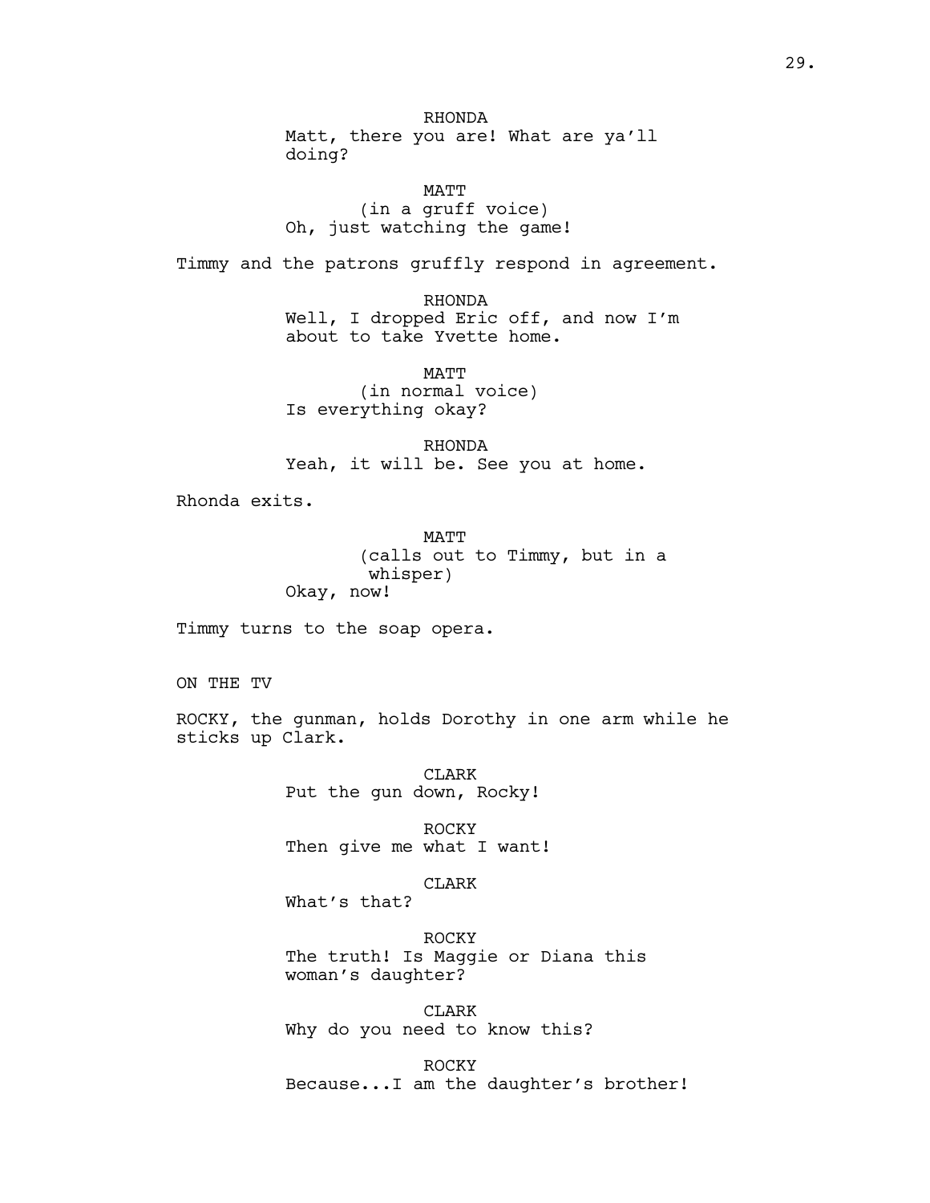RHONDA
Matt, there you are! What are ya'll doing?

MATT
(in a gruff voice)
Oh, just watching the game!

Timmy and the patrons gruffly respond in agreement.

RHONDA
Well, I dropped Eric off, and now I'm about to take Yvette home.

MATT
(in normal voice)
Is everything okay?

RHONDA
Yeah, it will be. See you at home.

Rhonda exits.

MATT
(calls out to Timmy, but in a whisper)
Okay, now!

Timmy turns to the soap opera.

ON THE TV

ROCKY, the gunman, holds Dorothy in one arm while he sticks up Clark.

CLARK
Put the gun down, Rocky!

ROCKY
Then give me what I want!

CLARK
What's that?

ROCKY
The truth! Is Maggie or Diana this woman's daughter?

CLARK
Why do you need to know this?

ROCKY
Because...I am the daughter's brother!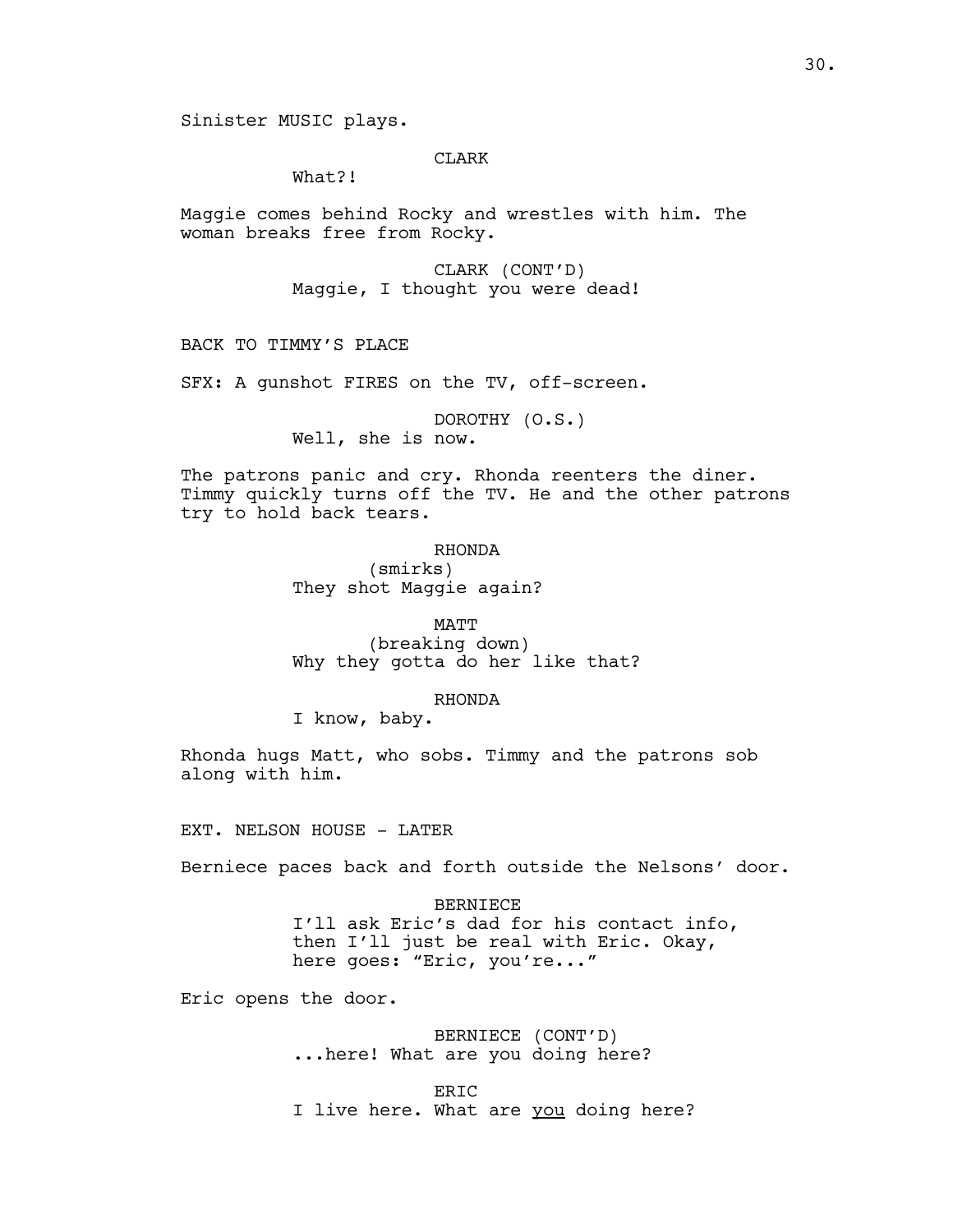Sinister MUSIC plays.

CLARK
What?!

Maggie comes behind Rocky and wrestles with him. The woman breaks free from Rocky.

CLARK (CONT'D)
Maggie, I thought you were dead!

BACK TO TIMMY'S PLACE

SFX: A gunshot FIRES on the TV, off-screen.

DOROTHY (O.S.)
Well, she is now.

The patrons panic and cry. Rhonda reenters the diner. Timmy quickly turns off the TV. He and the other patrons try to hold back tears.

RHONDA
(smirks)
They shot Maggie again?

MATT
(breaking down)
Why they gotta do her like that?

RHONDA
I know, baby.

Rhonda hugs Matt, who sobs. Timmy and the patrons sob along with him.

EXT. NELSON HOUSE - LATER

Berniece paces back and forth outside the Nelsons' door.

BERNIECE
I'll ask Eric's dad for his contact info, then I'll just be real with Eric. Okay, here goes: "Eric, you're..."

Eric opens the door.

BERNIECE (CONT'D)
...here! What are you doing here?

ERIC
I live here. What are <u>you</u> doing here?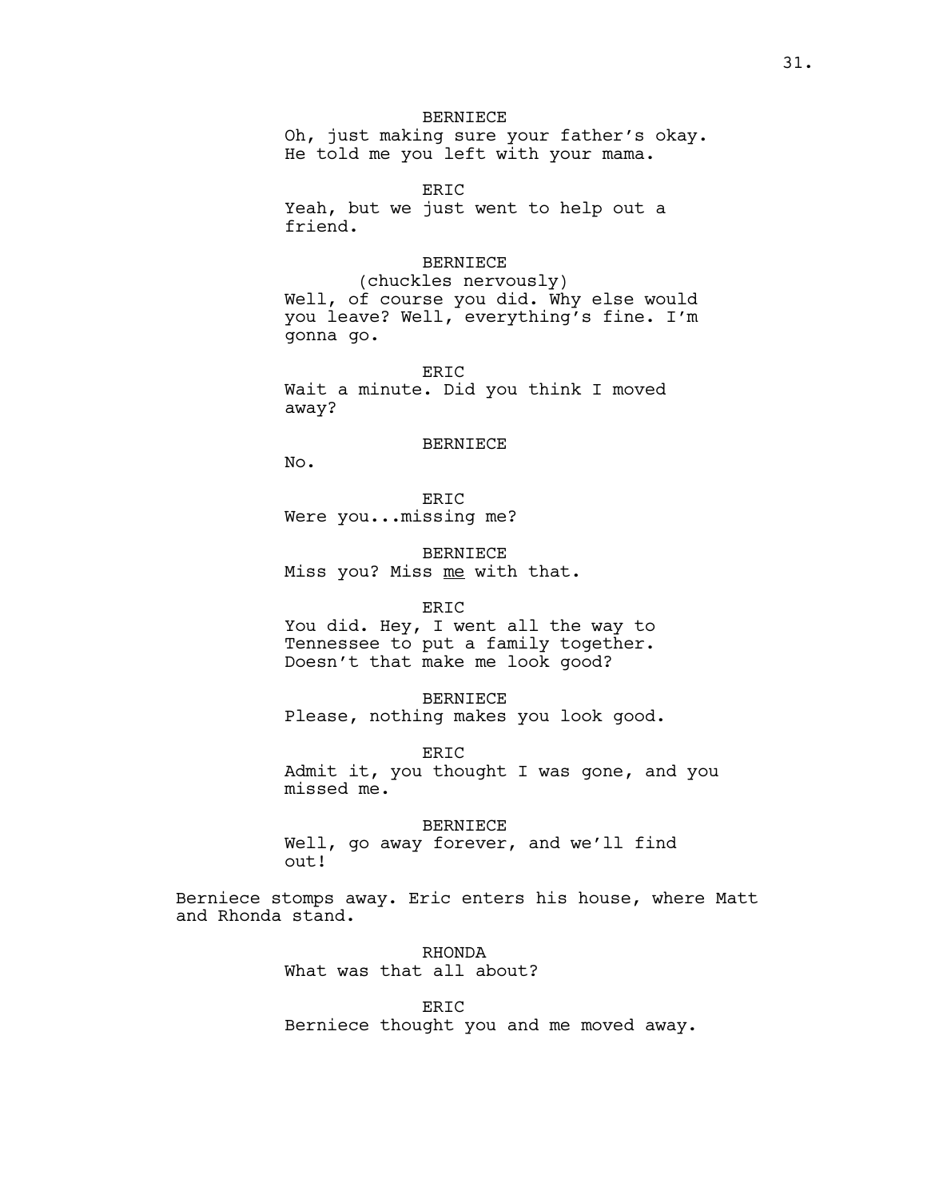BERNIECE
Oh, just making sure your father's okay. He told me you left with your mama.

ERIC
Yeah, but we just went to help out a friend.

BERNIECE
(chuckles nervously)
Well, of course you did. Why else would you leave? Well, everything's fine. I'm gonna go.

ERIC
Wait a minute. Did you think I moved away?

BERNIECE
No.

ERIC
Were you...missing me?

BERNIECE
Miss you? Miss _me_ with that.

ERIC
You did. Hey, I went all the way to Tennessee to put a family together. Doesn't that make me look good?

BERNIECE
Please, nothing makes you look good.

ERIC
Admit it, you thought I was gone, and you missed me.

BERNIECE
Well, go away forever, and we'll find out!

Berniece stomps away. Eric enters his house, where Matt and Rhonda stand.

RHONDA
What was that all about?

ERIC
Berniece thought you and me moved away.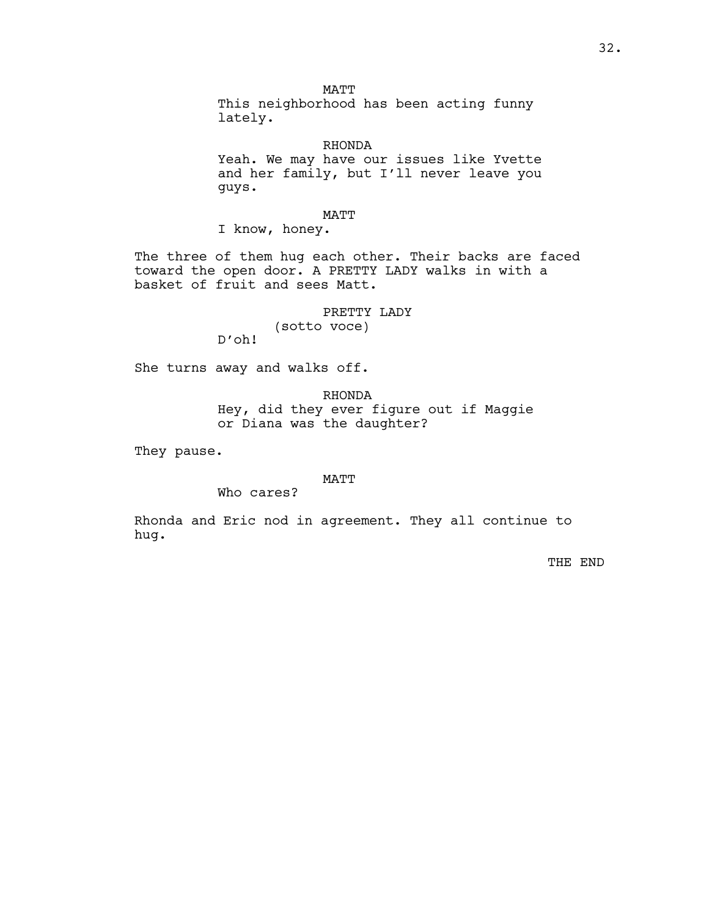MATT
This neighborhood has been acting funny lately.

RHONDA
Yeah. We may have our issues like Yvette and her family, but I'll never leave you guys.

MATT
I know, honey.

The three of them hug each other. Their backs are faced toward the open door. A PRETTY LADY walks in with a basket of fruit and sees Matt.

PRETTY LADY
(sotto voce)
D'oh!

She turns away and walks off.

RHONDA
Hey, did they ever figure out if Maggie or Diana was the daughter?

They pause.

MATT
Who cares?

Rhonda and Eric nod in agreement. They all continue to hug.

THE END